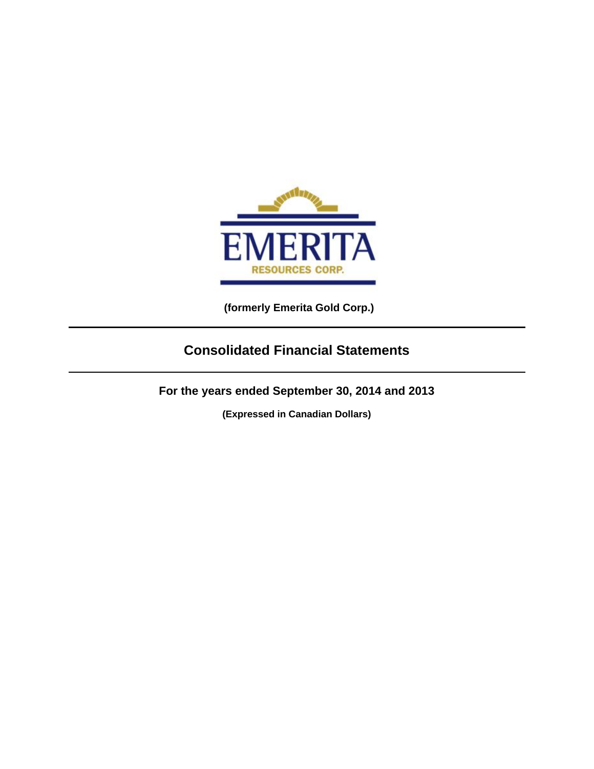EMERITA

RESOURCES CORP.

**(formerly Emerita Gold Corp.)**

# Consolidated Financial Statements

## For the years ended September 30, 2014 and 2013

**(Expressed in Canadian Dollars)**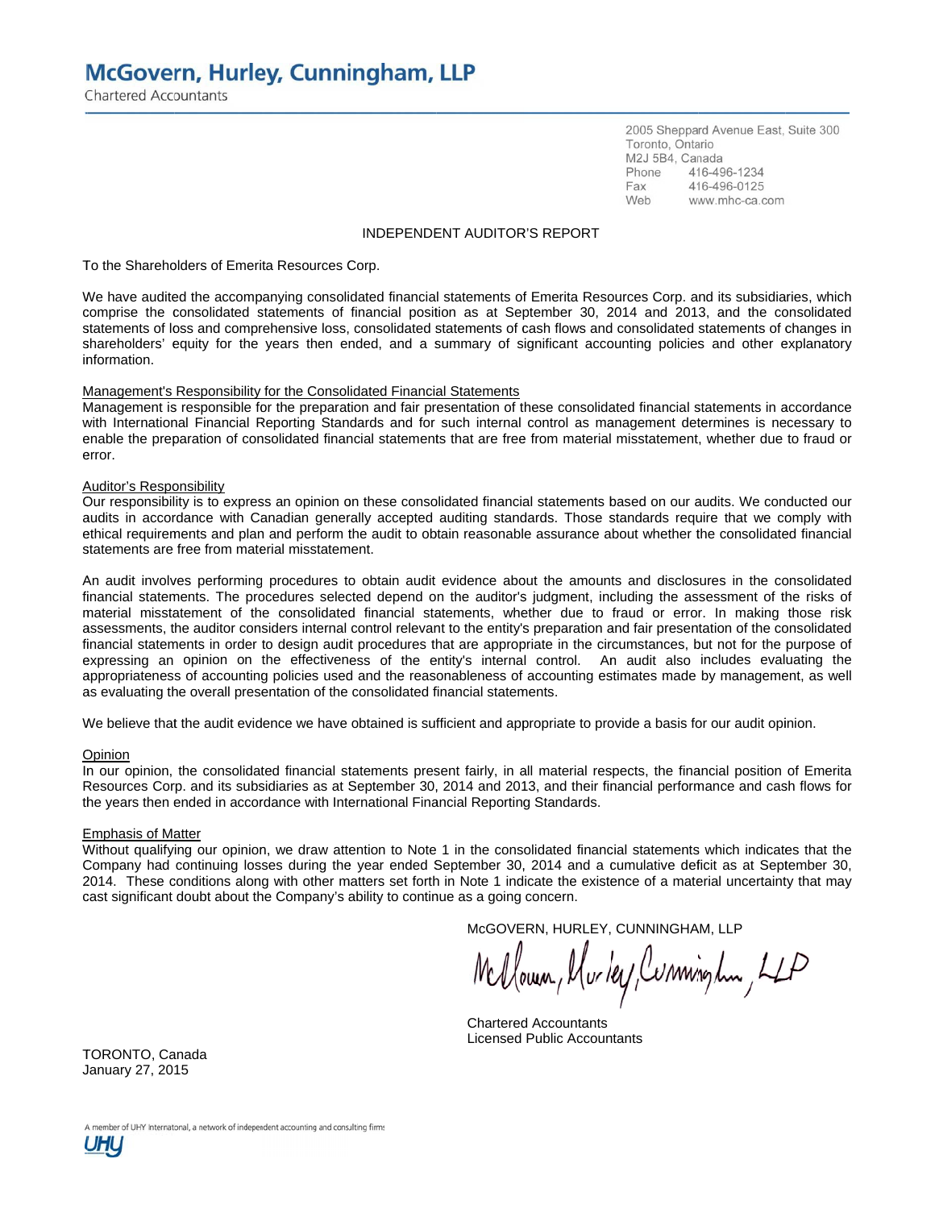# McGovern, Hurley, Cunningham, LLP

Chartered Accountants

2005 Sheppard Avenue East, Suite 300
Toronto, Ontario
M2J 5B4, Canada
Phone 416-496-1234
Fax 416-496-0125
Web www.mhc-ca.com

## INDEPENDENT AUDITOR'S REPORT

To the Shareholders of Emerita Resources Corp.

We have audited the accompanying consolidated financial statements of Emerita Resources Corp. and its subsidiaries, which comprise the consolidated statements of financial position as at September 30, 2014 and 2013, and the consolidated statements of loss and comprehensive loss, consolidated statements of cash flows and consolidated statements of changes in shareholders' equity for the years then ended, and a summary of significant accounting policies and other explanatory information.

### Management's Responsibility for the Consolidated Financial Statements

Management is responsible for the preparation and fair presentation of these consolidated financial statements in accordance with International Financial Reporting Standards and for such internal control as management determines is necessary to enable the preparation of consolidated financial statements that are free from material misstatement, whether due to fraud or error.

### Auditor's Responsibility

Our responsibility is to express an opinion on these consolidated financial statements based on our audits. We conducted our audits in accordance with Canadian generally accepted auditing standards. Those standards require that we comply with ethical requirements and plan and perform the audit to obtain reasonable assurance about whether the consolidated financial statements are free from material misstatement.

An audit involves performing procedures to obtain audit evidence about the amounts and disclosures in the consolidated financial statements. The procedures selected depend on the auditor's judgment, including the assessment of the risks of material misstatement of the consolidated financial statements, whether due to fraud or error. In making those risk assessments, the auditor considers internal control relevant to the entity's preparation and fair presentation of the consolidated financial statements in order to design audit procedures that are appropriate in the circumstances, but not for the purpose of expressing an opinion on the effectiveness of the entity's internal control. An audit also includes evaluating the appropriateness of accounting policies used and the reasonableness of accounting estimates made by management, as well as evaluating the overall presentation of the consolidated financial statements.

We believe that the audit evidence we have obtained is sufficient and appropriate to provide a basis for our audit opinion.

### Opinion

In our opinion, the consolidated financial statements present fairly, in all material respects, the financial position of Emerita Resources Corp. and its subsidiaries as at September 30, 2014 and 2013, and their financial performance and cash flows for the years then ended in accordance with International Financial Reporting Standards.

### Emphasis of Matter

Without qualifying our opinion, we draw attention to Note 1 in the consolidated financial statements which indicates that the Company had continuing losses during the year ended September 30, 2014 and a cumulative deficit as at September 30, 2014. These conditions along with other matters set forth in Note 1 indicate the existence of a material uncertainty that may cast significant doubt about the Company's ability to continue as a going concern.

McGOVERN, HURLEY, CUNNINGHAM, LLP

McGovern, Hurley, Cunningham, LLP

Chartered Accountants
Licensed Public Accountants

TORONTO, Canada
January 27, 2015

A member of UHY International, a network of independent accounting and consulting firms

UHY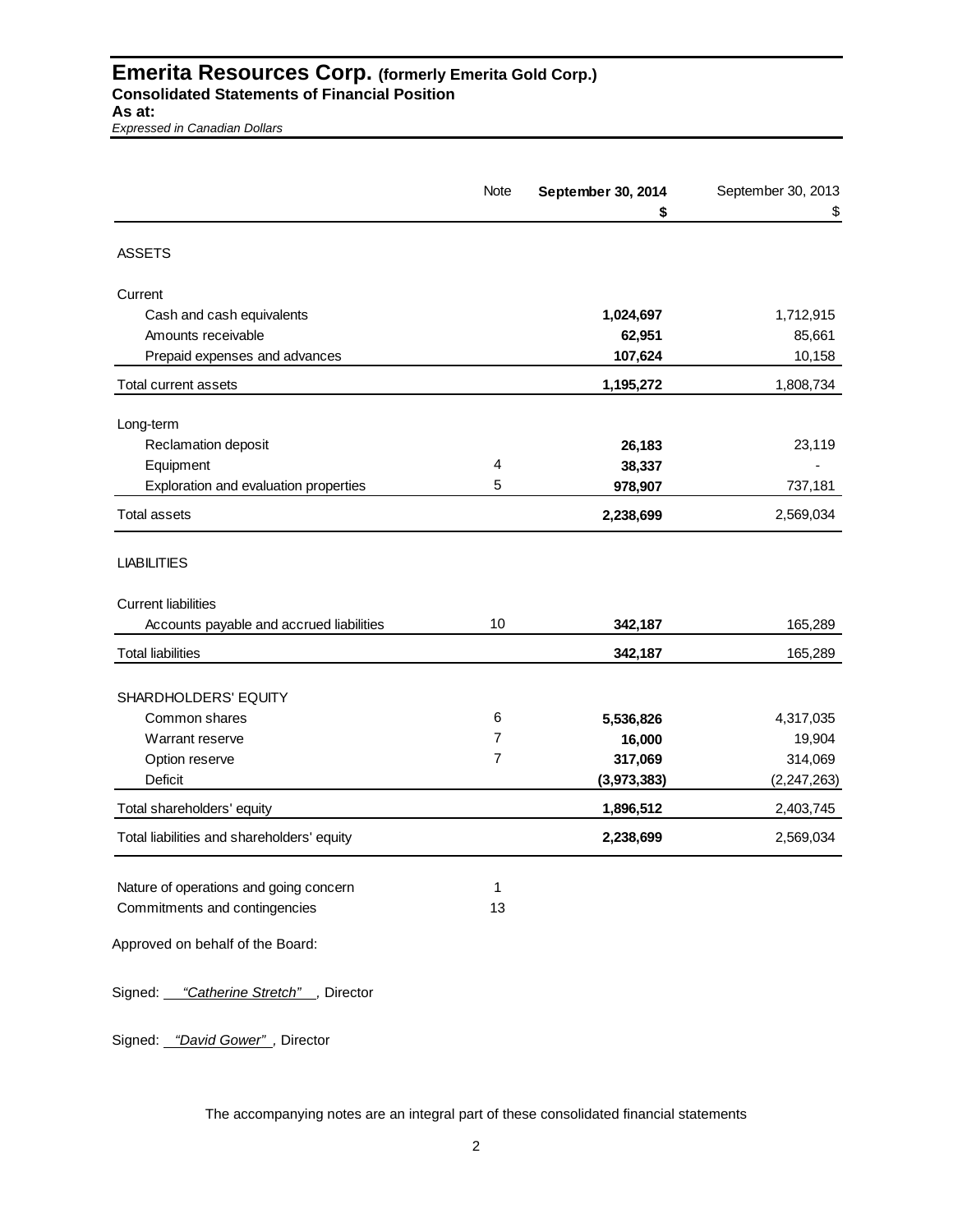# Emerita Resources Corp. (formerly Emerita Gold Corp.)

**Consolidated Statements of Financial Position**

**As at:**

*Expressed in Canadian Dollars*

| | Note | **September 30, 2014** | September 30, 2013 |
|---|---|---|---|
| | | **$** | $ |
| ASSETS | | | |
| Current | | | |
| Cash and cash equivalents | | **1,024,697** | 1,712,915 |
| Amounts receivable | | **62,951** | 85,661 |
| Prepaid expenses and advances | | **107,624** | 10,158 |
| Total current assets | | **1,195,272** | 1,808,734 |
| Long-term | | | |
| Reclamation deposit | | **26,183** | 23,119 |
| Equipment | 4 | **38,337** | - |
| Exploration and evaluation properties | 5 | **978,907** | 737,181 |
| Total assets | | **2,238,699** | 2,569,034 |
| LIABILITIES | | | |
| Current liabilities | | | |
| Accounts payable and accrued liabilities | 10 | **342,187** | 165,289 |
| Total liabilities | | **342,187** | 165,289 |
| SHARDHOLDERS' EQUITY | | | |
| Common shares | 6 | **5,536,826** | 4,317,035 |
| Warrant reserve | 7 | **16,000** | 19,904 |
| Option reserve | 7 | **317,069** | 314,069 |
| Deficit | | **(3,973,383)** | (2,247,263) |
| Total shareholders' equity | | **1,896,512** | 2,403,745 |
| Total liabilities and shareholders' equity | | **2,238,699** | 2,569,034 |

| | |
|---|---|
| Nature of operations and going concern | 1 |
| Commitments and contingencies | 13 |

Approved on behalf of the Board:

Signed: *"Catherine Stretch"* , Director

Signed: *"David Gower"* , Director

The accompanying notes are an integral part of these consolidated financial statements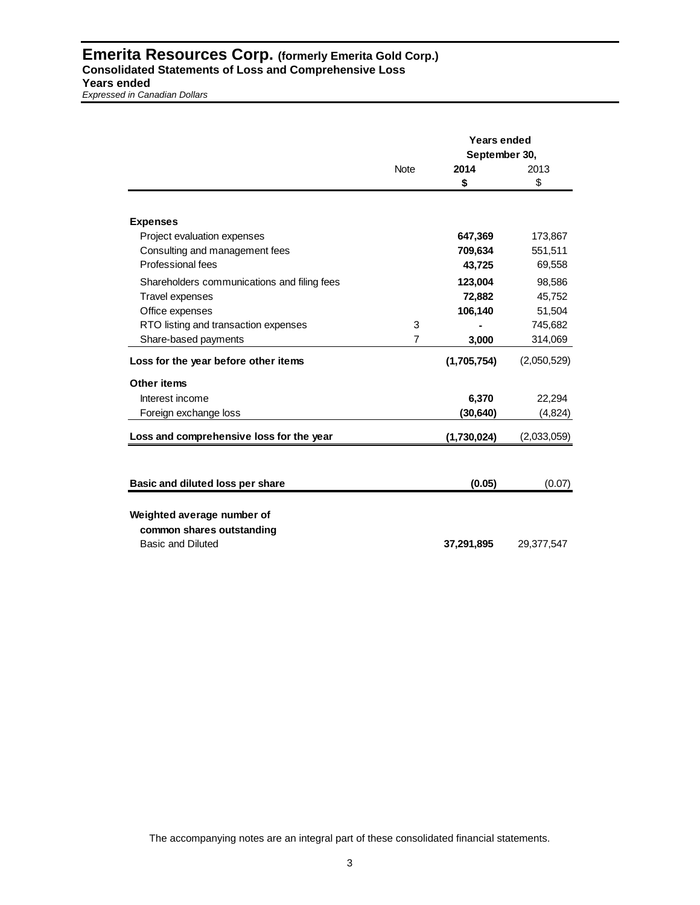# Emerita Resources Corp. (formerly Emerita Gold Corp.)

**Consolidated Statements of Loss and Comprehensive Loss**
**Years ended**
*Expressed in Canadian Dollars*

| | Note | Years ended September 30, 2014 $ | 2013 $ |
|---|---|---|---|
| **Expenses** | | | |
| Project evaluation expenses | | **647,369** | 173,867 |
| Consulting and management fees | | **709,634** | 551,511 |
| Professional fees | | **43,725** | 69,558 |
| Shareholders communications and filing fees | | **123,004** | 98,586 |
| Travel expenses | | **72,882** | 45,752 |
| Office expenses | | **106,140** | 51,504 |
| RTO listing and transaction expenses | 3 | **-** | 745,682 |
| Share-based payments | 7 | **3,000** | 314,069 |
| **Loss for the year before other items** | | **(1,705,754)** | (2,050,529) |
| **Other items** | | | |
| Interest income | | **6,370** | 22,294 |
| Foreign exchange loss | | **(30,640)** | (4,824) |
| **Loss and comprehensive loss for the year** | | **(1,730,024)** | (2,033,059) |
| | | | |
| **Basic and diluted loss per share** | | **(0.05)** | (0.07) |
| | | | |
| **Weighted average number of common shares outstanding** | | | |
| Basic and Diluted | | **37,291,895** | 29,377,547 |

The accompanying notes are an integral part of these consolidated financial statements.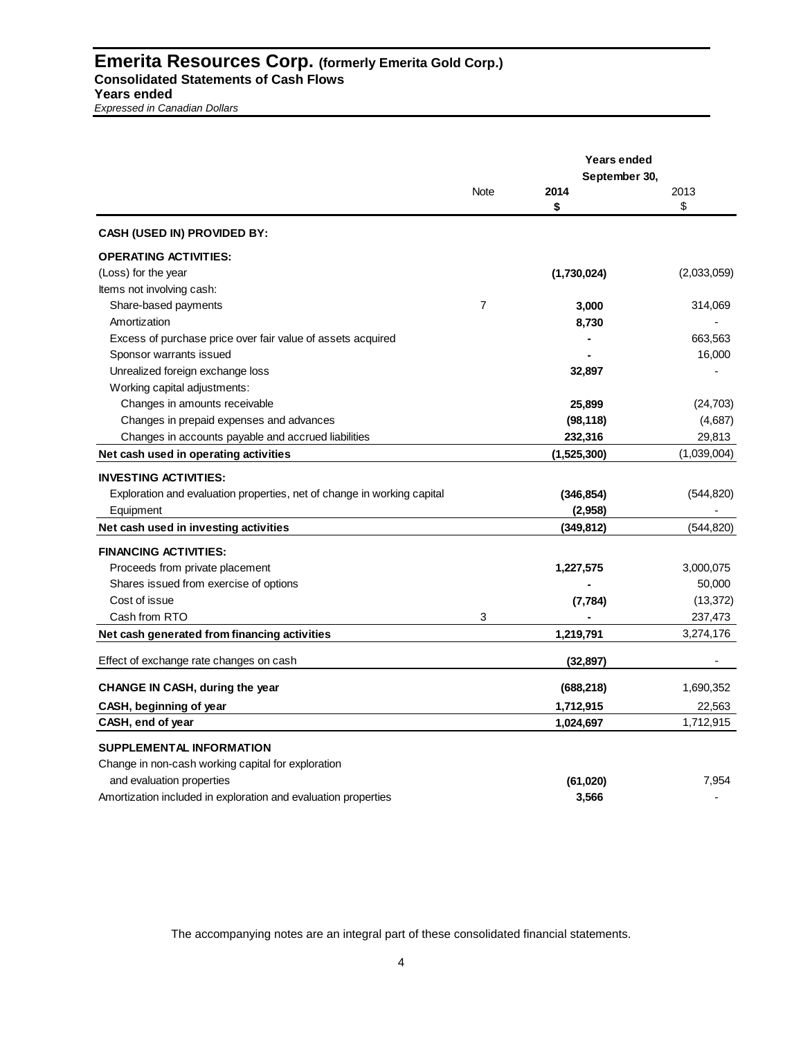# Emerita Resources Corp. (formerly Emerita Gold Corp.)

**Consolidated Statements of Cash Flows**

**Years ended**

*Expressed in Canadian Dollars*

| | Note | Years ended September 30, 2014 $ | 2013 $ |
|---|---|---|---|
| **CASH (USED IN) PROVIDED BY:** | | | |
| **OPERATING ACTIVITIES:** | | | |
| (Loss) for the year | | **(1,730,024)** | (2,033,059) |
| Items not involving cash: | | | |
| Share-based payments | 7 | **3,000** | 314,069 |
| Amortization | | **8,730** | - |
| Excess of purchase price over fair value of assets acquired | | **-** | 663,563 |
| Sponsor warrants issued | | **-** | 16,000 |
| Unrealized foreign exchange loss | | **32,897** | - |
| Working capital adjustments: | | | |
| Changes in amounts receivable | | **25,899** | (24,703) |
| Changes in prepaid expenses and advances | | **(98,118)** | (4,687) |
| Changes in accounts payable and accrued liabilities | | **232,316** | 29,813 |
| **Net cash used in operating activities** | | **(1,525,300)** | (1,039,004) |
| **INVESTING ACTIVITIES:** | | | |
| Exploration and evaluation properties, net of change in working capital | | **(346,854)** | (544,820) |
| Equipment | | **(2,958)** | - |
| **Net cash used in investing activities** | | **(349,812)** | (544,820) |
| **FINANCING ACTIVITIES:** | | | |
| Proceeds from private placement | | **1,227,575** | 3,000,075 |
| Shares issued from exercise of options | | **-** | 50,000 |
| Cost of issue | | **(7,784)** | (13,372) |
| Cash from RTO | 3 | **-** | 237,473 |
| **Net cash generated from financing activities** | | **1,219,791** | 3,274,176 |
| Effect of exchange rate changes on cash | | **(32,897)** | - |
| **CHANGE IN CASH, during the year** | | **(688,218)** | 1,690,352 |
| **CASH, beginning of year** | | **1,712,915** | 22,563 |
| **CASH, end of year** | | **1,024,697** | 1,712,915 |
| **SUPPLEMENTAL INFORMATION** | | | |
| Change in non-cash working capital for exploration and evaluation properties | | **(61,020)** | 7,954 |
| Amortization included in exploration and evaluation properties | | **3,566** | - |

The accompanying notes are an integral part of these consolidated financial statements.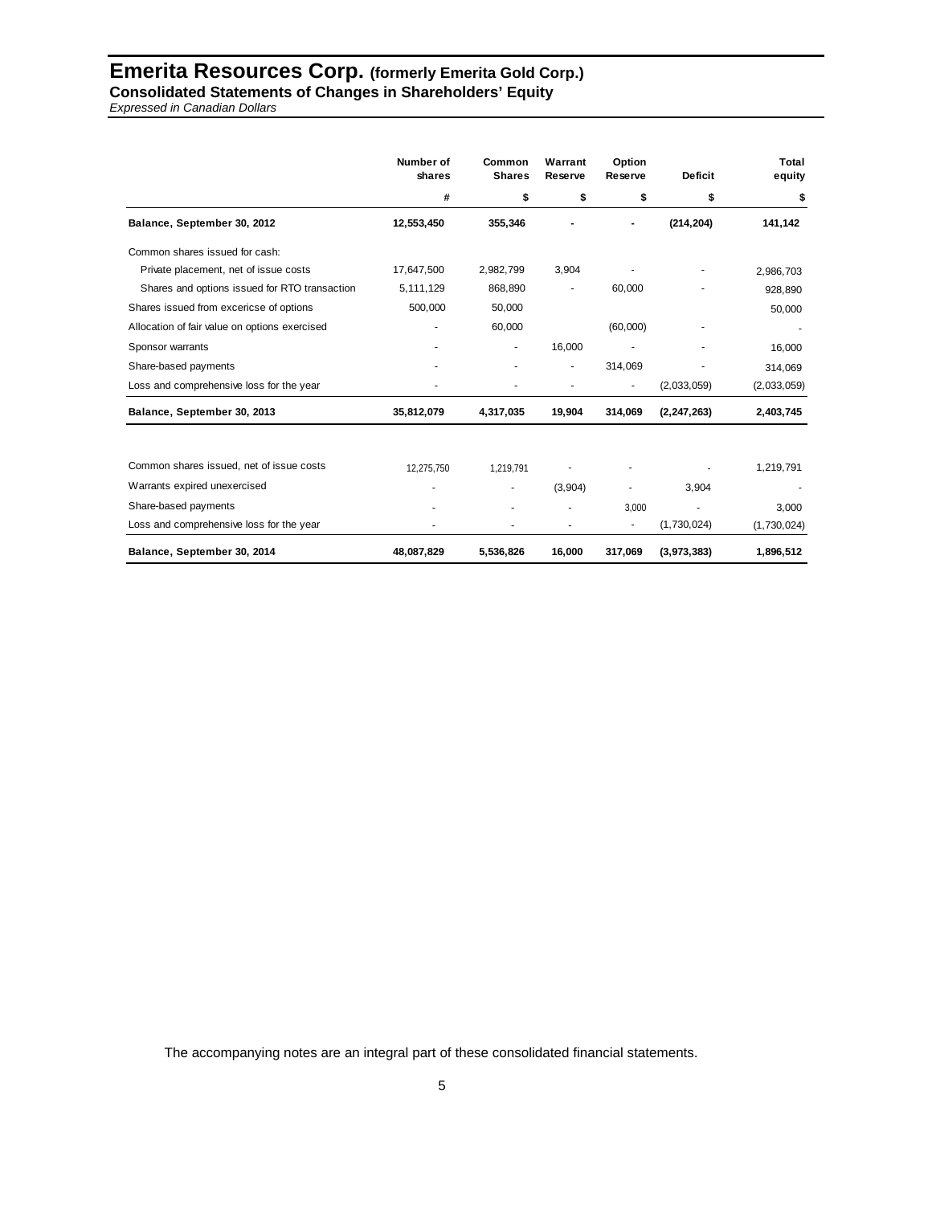# Emerita Resources Corp. (formerly Emerita Gold Corp.)

**Consolidated Statements of Changes in Shareholders' Equity**

*Expressed in Canadian Dollars*

| | Number of shares | Common Shares | Warrant Reserve | Option Reserve | Deficit | Total equity |
|---|---|---|---|---|---|---|
| | # | $ | $ | $ | $ | $ |
| **Balance, September 30, 2012** | **12,553,450** | **355,346** | **-** | **-** | **(214,204)** | **141,142** |
| Common shares issued for cash: | | | | | | |
| Private placement, net of issue costs | 17,647,500 | 2,982,799 | 3,904 | - | - | 2,986,703 |
| Shares and options issued for RTO transaction | 5,111,129 | 868,890 | - | 60,000 | - | 928,890 |
| Shares issued from excericse of options | 500,000 | 50,000 | | | | 50,000 |
| Allocation of fair value on options exercised | - | 60,000 | | (60,000) | - | - |
| Sponsor warrants | - | - | 16,000 | - | - | 16,000 |
| Share-based payments | - | - | - | 314,069 | - | 314,069 |
| Loss and comprehensive loss for the year | - | - | - | - | (2,033,059) | (2,033,059) |
| **Balance, September 30, 2013** | **35,812,079** | **4,317,035** | **19,904** | **314,069** | **(2,247,263)** | **2,403,745** |
| Common shares issued, net of issue costs | 12,275,750 | 1,219,791 | - | - | - | 1,219,791 |
| Warrants expired unexercised | - | - | (3,904) | - | 3,904 | - |
| Share-based payments | - | - | - | 3,000 | - | 3,000 |
| Loss and comprehensive loss for the year | - | - | - | - | (1,730,024) | (1,730,024) |
| **Balance, September 30, 2014** | **48,087,829** | **5,536,826** | **16,000** | **317,069** | **(3,973,383)** | **1,896,512** |

The accompanying notes are an integral part of these consolidated financial statements.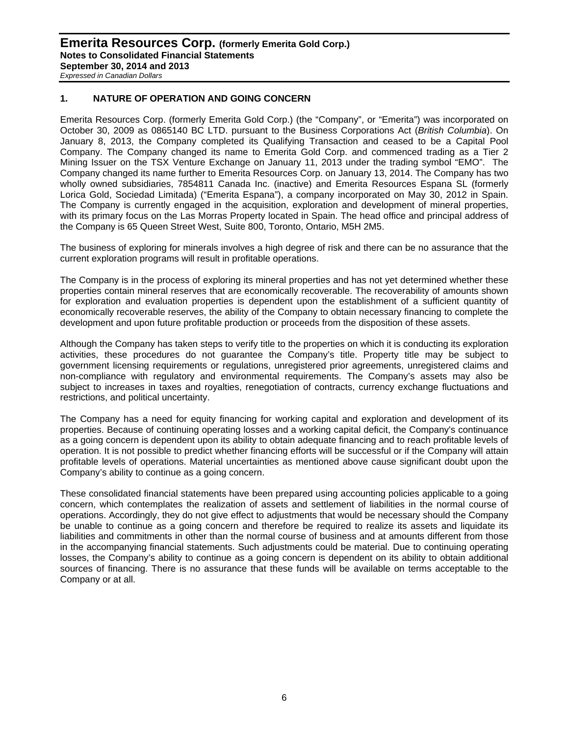## 1. NATURE OF OPERATION AND GOING CONCERN

Emerita Resources Corp. (formerly Emerita Gold Corp.) (the "Company", or "Emerita") was incorporated on October 30, 2009 as 0865140 BC LTD. pursuant to the Business Corporations Act (*British Columbia*). On January 8, 2013, the Company completed its Qualifying Transaction and ceased to be a Capital Pool Company. The Company changed its name to Emerita Gold Corp. and commenced trading as a Tier 2 Mining Issuer on the TSX Venture Exchange on January 11, 2013 under the trading symbol "EMO". The Company changed its name further to Emerita Resources Corp. on January 13, 2014. The Company has two wholly owned subsidiaries, 7854811 Canada Inc. (inactive) and Emerita Resources Espana SL (formerly Lorica Gold, Sociedad Limitada) ("Emerita Espana"), a company incorporated on May 30, 2012 in Spain. The Company is currently engaged in the acquisition, exploration and development of mineral properties, with its primary focus on the Las Morras Property located in Spain. The head office and principal address of the Company is 65 Queen Street West, Suite 800, Toronto, Ontario, M5H 2M5.

The business of exploring for minerals involves a high degree of risk and there can be no assurance that the current exploration programs will result in profitable operations.

The Company is in the process of exploring its mineral properties and has not yet determined whether these properties contain mineral reserves that are economically recoverable. The recoverability of amounts shown for exploration and evaluation properties is dependent upon the establishment of a sufficient quantity of economically recoverable reserves, the ability of the Company to obtain necessary financing to complete the development and upon future profitable production or proceeds from the disposition of these assets.

Although the Company has taken steps to verify title to the properties on which it is conducting its exploration activities, these procedures do not guarantee the Company's title. Property title may be subject to government licensing requirements or regulations, unregistered prior agreements, unregistered claims and non-compliance with regulatory and environmental requirements. The Company's assets may also be subject to increases in taxes and royalties, renegotiation of contracts, currency exchange fluctuations and restrictions, and political uncertainty.

The Company has a need for equity financing for working capital and exploration and development of its properties. Because of continuing operating losses and a working capital deficit, the Company's continuance as a going concern is dependent upon its ability to obtain adequate financing and to reach profitable levels of operation. It is not possible to predict whether financing efforts will be successful or if the Company will attain profitable levels of operations. Material uncertainties as mentioned above cause significant doubt upon the Company's ability to continue as a going concern.

These consolidated financial statements have been prepared using accounting policies applicable to a going concern, which contemplates the realization of assets and settlement of liabilities in the normal course of operations. Accordingly, they do not give effect to adjustments that would be necessary should the Company be unable to continue as a going concern and therefore be required to realize its assets and liquidate its liabilities and commitments in other than the normal course of business and at amounts different from those in the accompanying financial statements. Such adjustments could be material. Due to continuing operating losses, the Company's ability to continue as a going concern is dependent on its ability to obtain additional sources of financing. There is no assurance that these funds will be available on terms acceptable to the Company or at all.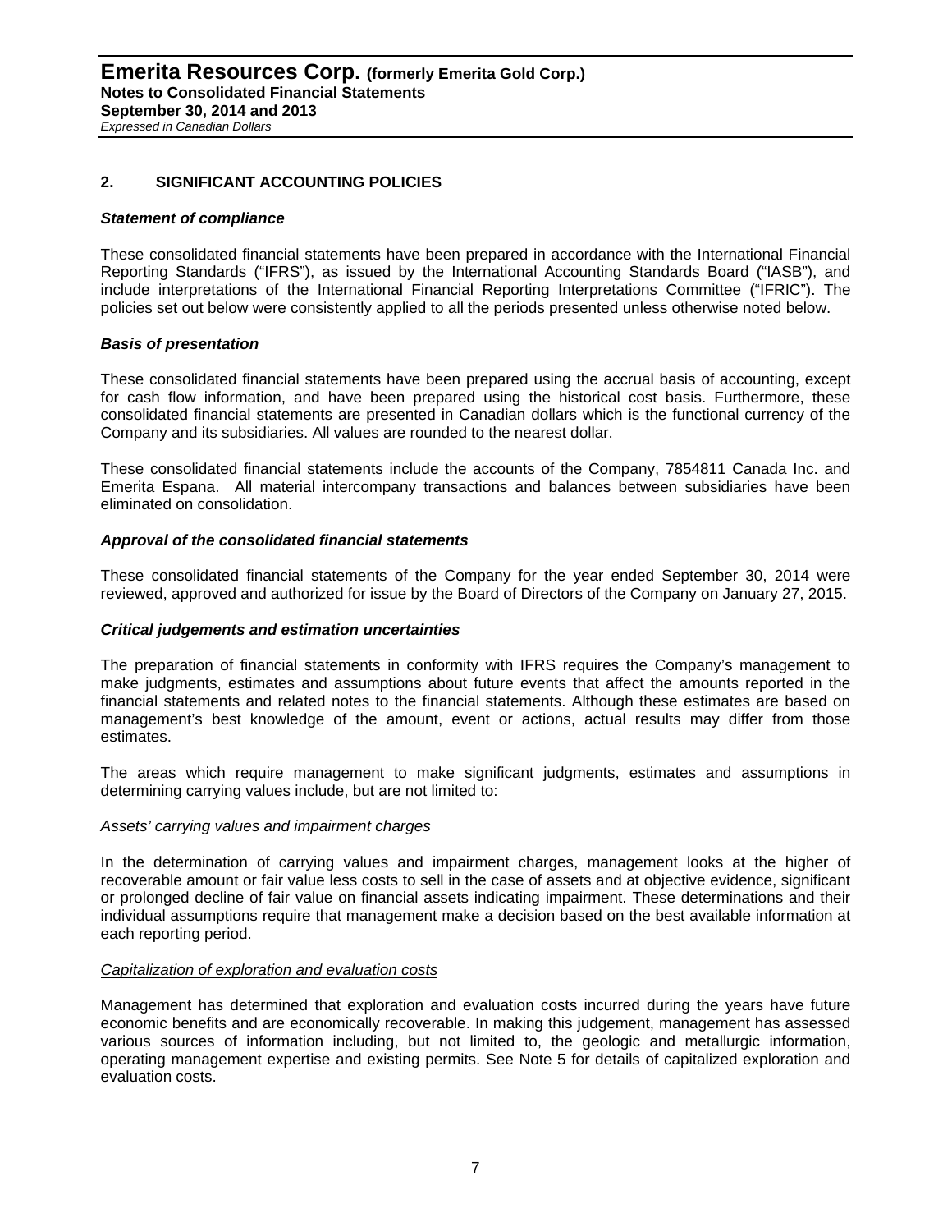## 2. SIGNIFICANT ACCOUNTING POLICIES

### *Statement of compliance*

These consolidated financial statements have been prepared in accordance with the International Financial Reporting Standards ("IFRS"), as issued by the International Accounting Standards Board ("IASB"), and include interpretations of the International Financial Reporting Interpretations Committee ("IFRIC"). The policies set out below were consistently applied to all the periods presented unless otherwise noted below.

### *Basis of presentation*

These consolidated financial statements have been prepared using the accrual basis of accounting, except for cash flow information, and have been prepared using the historical cost basis. Furthermore, these consolidated financial statements are presented in Canadian dollars which is the functional currency of the Company and its subsidiaries. All values are rounded to the nearest dollar.

These consolidated financial statements include the accounts of the Company, 7854811 Canada Inc. and Emerita Espana. All material intercompany transactions and balances between subsidiaries have been eliminated on consolidation.

### *Approval of the consolidated financial statements*

These consolidated financial statements of the Company for the year ended September 30, 2014 were reviewed, approved and authorized for issue by the Board of Directors of the Company on January 27, 2015.

### *Critical judgements and estimation uncertainties*

The preparation of financial statements in conformity with IFRS requires the Company's management to make judgments, estimates and assumptions about future events that affect the amounts reported in the financial statements and related notes to the financial statements. Although these estimates are based on management's best knowledge of the amount, event or actions, actual results may differ from those estimates.

The areas which require management to make significant judgments, estimates and assumptions in determining carrying values include, but are not limited to:

*Assets' carrying values and impairment charges*

In the determination of carrying values and impairment charges, management looks at the higher of recoverable amount or fair value less costs to sell in the case of assets and at objective evidence, significant or prolonged decline of fair value on financial assets indicating impairment. These determinations and their individual assumptions require that management make a decision based on the best available information at each reporting period.

*Capitalization of exploration and evaluation costs*

Management has determined that exploration and evaluation costs incurred during the years have future economic benefits and are economically recoverable. In making this judgement, management has assessed various sources of information including, but not limited to, the geologic and metallurgic information, operating management expertise and existing permits. See Note 5 for details of capitalized exploration and evaluation costs.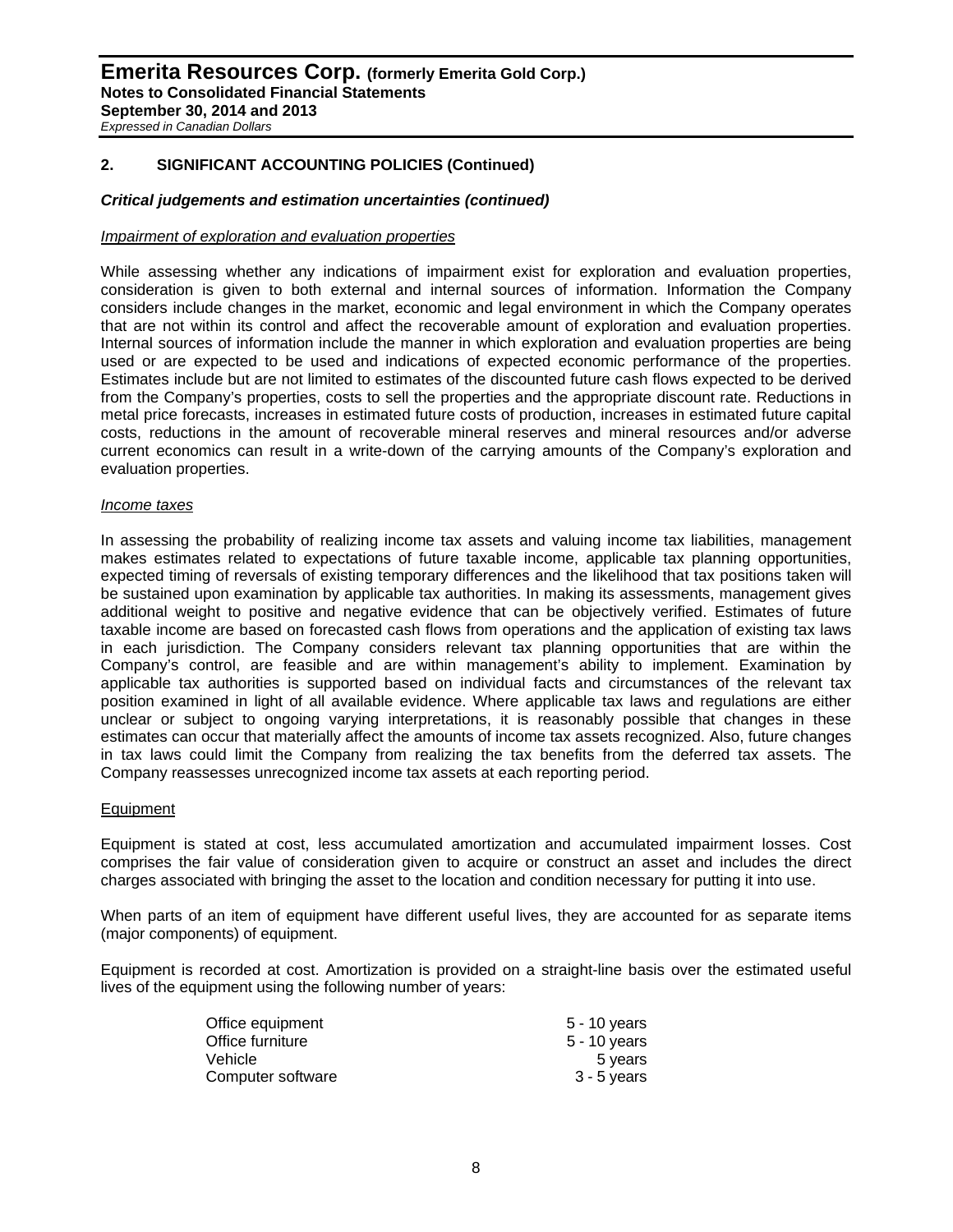## 2. SIGNIFICANT ACCOUNTING POLICIES (Continued)

### *Critical judgements and estimation uncertainties (continued)*

*Impairment of exploration and evaluation properties*

While assessing whether any indications of impairment exist for exploration and evaluation properties, consideration is given to both external and internal sources of information. Information the Company considers include changes in the market, economic and legal environment in which the Company operates that are not within its control and affect the recoverable amount of exploration and evaluation properties. Internal sources of information include the manner in which exploration and evaluation properties are being used or are expected to be used and indications of expected economic performance of the properties. Estimates include but are not limited to estimates of the discounted future cash flows expected to be derived from the Company's properties, costs to sell the properties and the appropriate discount rate. Reductions in metal price forecasts, increases in estimated future costs of production, increases in estimated future capital costs, reductions in the amount of recoverable mineral reserves and mineral resources and/or adverse current economics can result in a write-down of the carrying amounts of the Company's exploration and evaluation properties.

*Income taxes*

In assessing the probability of realizing income tax assets and valuing income tax liabilities, management makes estimates related to expectations of future taxable income, applicable tax planning opportunities, expected timing of reversals of existing temporary differences and the likelihood that tax positions taken will be sustained upon examination by applicable tax authorities. In making its assessments, management gives additional weight to positive and negative evidence that can be objectively verified. Estimates of future taxable income are based on forecasted cash flows from operations and the application of existing tax laws in each jurisdiction. The Company considers relevant tax planning opportunities that are within the Company's control, are feasible and are within management's ability to implement. Examination by applicable tax authorities is supported based on individual facts and circumstances of the relevant tax position examined in light of all available evidence. Where applicable tax laws and regulations are either unclear or subject to ongoing varying interpretations, it is reasonably possible that changes in these estimates can occur that materially affect the amounts of income tax assets recognized. Also, future changes in tax laws could limit the Company from realizing the tax benefits from the deferred tax assets. The Company reassesses unrecognized income tax assets at each reporting period.

Equipment

Equipment is stated at cost, less accumulated amortization and accumulated impairment losses. Cost comprises the fair value of consideration given to acquire or construct an asset and includes the direct charges associated with bringing the asset to the location and condition necessary for putting it into use.

When parts of an item of equipment have different useful lives, they are accounted for as separate items (major components) of equipment.

Equipment is recorded at cost. Amortization is provided on a straight-line basis over the estimated useful lives of the equipment using the following number of years:

| | |
|---|---|
| Office equipment | 5 - 10 years |
| Office furniture | 5 - 10 years |
| Vehicle | 5 years |
| Computer software | 3 - 5 years |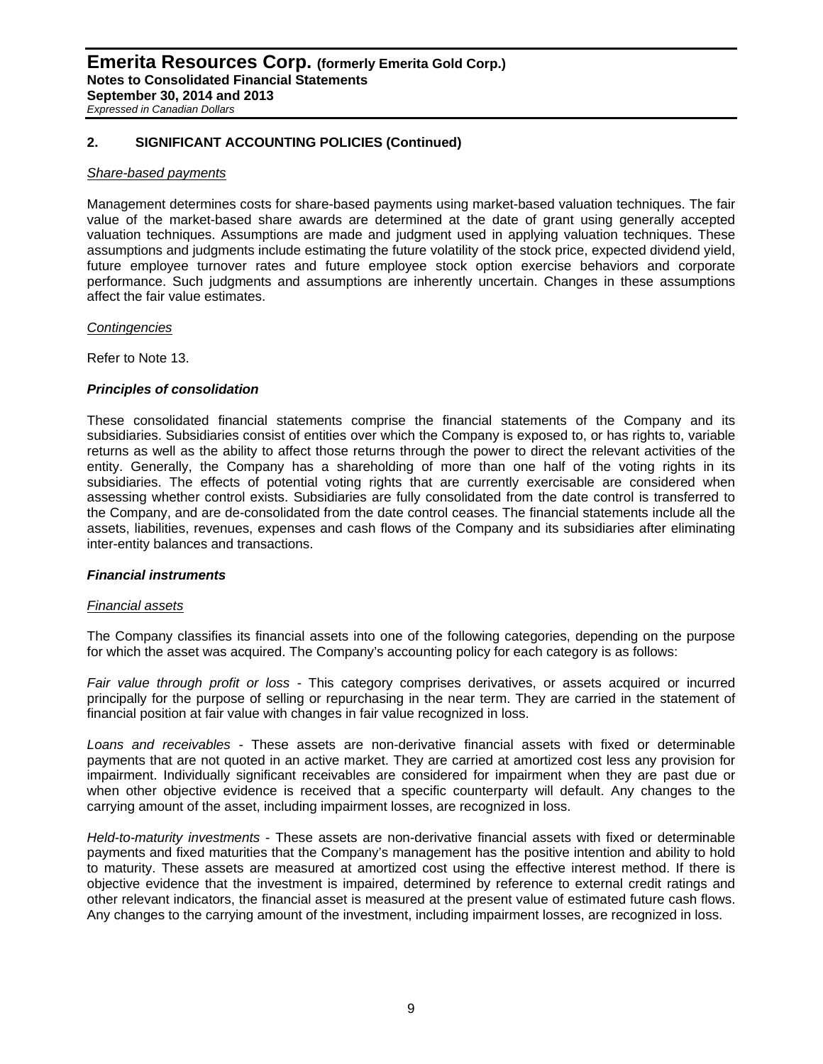## 2. SIGNIFICANT ACCOUNTING POLICIES (Continued)

*Share-based payments*

Management determines costs for share-based payments using market-based valuation techniques. The fair value of the market-based share awards are determined at the date of grant using generally accepted valuation techniques. Assumptions are made and judgment used in applying valuation techniques. These assumptions and judgments include estimating the future volatility of the stock price, expected dividend yield, future employee turnover rates and future employee stock option exercise behaviors and corporate performance. Such judgments and assumptions are inherently uncertain. Changes in these assumptions affect the fair value estimates.

*Contingencies*

Refer to Note 13.

### *Principles of consolidation*

These consolidated financial statements comprise the financial statements of the Company and its subsidiaries. Subsidiaries consist of entities over which the Company is exposed to, or has rights to, variable returns as well as the ability to affect those returns through the power to direct the relevant activities of the entity. Generally, the Company has a shareholding of more than one half of the voting rights in its subsidiaries. The effects of potential voting rights that are currently exercisable are considered when assessing whether control exists. Subsidiaries are fully consolidated from the date control is transferred to the Company, and are de-consolidated from the date control ceases. The financial statements include all the assets, liabilities, revenues, expenses and cash flows of the Company and its subsidiaries after eliminating inter-entity balances and transactions.

### *Financial instruments*

*Financial assets*

The Company classifies its financial assets into one of the following categories, depending on the purpose for which the asset was acquired. The Company's accounting policy for each category is as follows:

*Fair value through profit or loss* - This category comprises derivatives, or assets acquired or incurred principally for the purpose of selling or repurchasing in the near term. They are carried in the statement of financial position at fair value with changes in fair value recognized in loss.

*Loans and receivables* - These assets are non-derivative financial assets with fixed or determinable payments that are not quoted in an active market. They are carried at amortized cost less any provision for impairment. Individually significant receivables are considered for impairment when they are past due or when other objective evidence is received that a specific counterparty will default. Any changes to the carrying amount of the asset, including impairment losses, are recognized in loss.

*Held-to-maturity investments* - These assets are non-derivative financial assets with fixed or determinable payments and fixed maturities that the Company's management has the positive intention and ability to hold to maturity. These assets are measured at amortized cost using the effective interest method. If there is objective evidence that the investment is impaired, determined by reference to external credit ratings and other relevant indicators, the financial asset is measured at the present value of estimated future cash flows. Any changes to the carrying amount of the investment, including impairment losses, are recognized in loss.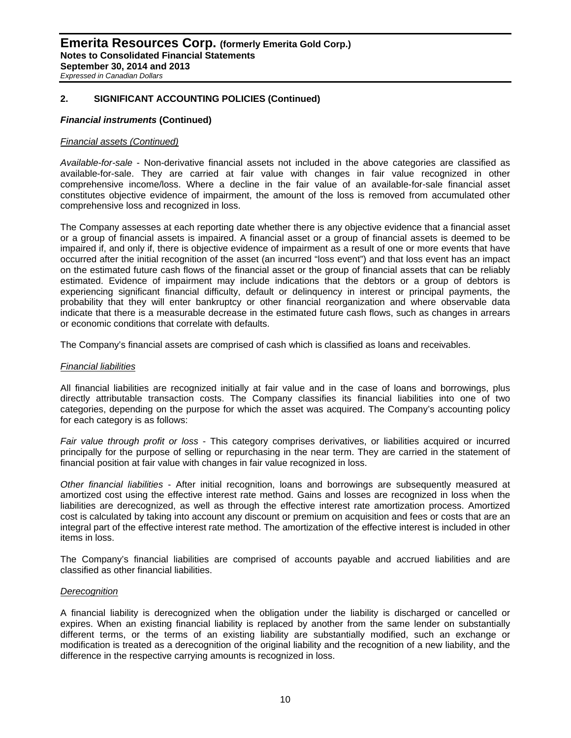## 2. SIGNIFICANT ACCOUNTING POLICIES (Continued)

### *Financial instruments* (Continued)

*Financial assets (Continued)*

*Available-for-sale* - Non-derivative financial assets not included in the above categories are classified as available-for-sale. They are carried at fair value with changes in fair value recognized in other comprehensive income/loss. Where a decline in the fair value of an available-for-sale financial asset constitutes objective evidence of impairment, the amount of the loss is removed from accumulated other comprehensive loss and recognized in loss.

The Company assesses at each reporting date whether there is any objective evidence that a financial asset or a group of financial assets is impaired. A financial asset or a group of financial assets is deemed to be impaired if, and only if, there is objective evidence of impairment as a result of one or more events that have occurred after the initial recognition of the asset (an incurred "loss event") and that loss event has an impact on the estimated future cash flows of the financial asset or the group of financial assets that can be reliably estimated. Evidence of impairment may include indications that the debtors or a group of debtors is experiencing significant financial difficulty, default or delinquency in interest or principal payments, the probability that they will enter bankruptcy or other financial reorganization and where observable data indicate that there is a measurable decrease in the estimated future cash flows, such as changes in arrears or economic conditions that correlate with defaults.

The Company's financial assets are comprised of cash which is classified as loans and receivables.

*Financial liabilities*

All financial liabilities are recognized initially at fair value and in the case of loans and borrowings, plus directly attributable transaction costs. The Company classifies its financial liabilities into one of two categories, depending on the purpose for which the asset was acquired. The Company's accounting policy for each category is as follows:

*Fair value through profit or loss* - This category comprises derivatives, or liabilities acquired or incurred principally for the purpose of selling or repurchasing in the near term. They are carried in the statement of financial position at fair value with changes in fair value recognized in loss.

*Other financial liabilities* - After initial recognition, loans and borrowings are subsequently measured at amortized cost using the effective interest rate method. Gains and losses are recognized in loss when the liabilities are derecognized, as well as through the effective interest rate amortization process. Amortized cost is calculated by taking into account any discount or premium on acquisition and fees or costs that are an integral part of the effective interest rate method. The amortization of the effective interest is included in other items in loss.

The Company's financial liabilities are comprised of accounts payable and accrued liabilities and are classified as other financial liabilities.

*Derecognition*

A financial liability is derecognized when the obligation under the liability is discharged or cancelled or expires. When an existing financial liability is replaced by another from the same lender on substantially different terms, or the terms of an existing liability are substantially modified, such an exchange or modification is treated as a derecognition of the original liability and the recognition of a new liability, and the difference in the respective carrying amounts is recognized in loss.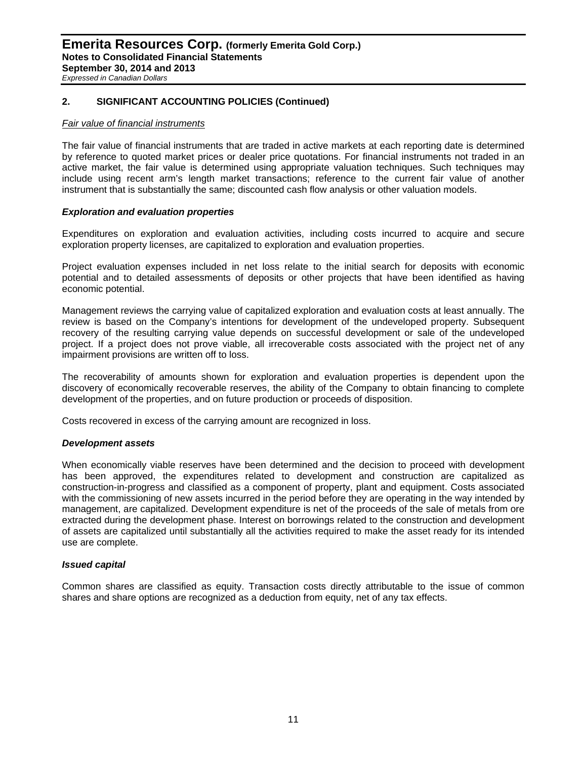## 2. SIGNIFICANT ACCOUNTING POLICIES (Continued)

*Fair value of financial instruments*

The fair value of financial instruments that are traded in active markets at each reporting date is determined by reference to quoted market prices or dealer price quotations. For financial instruments not traded in an active market, the fair value is determined using appropriate valuation techniques. Such techniques may include using recent arm's length market transactions; reference to the current fair value of another instrument that is substantially the same; discounted cash flow analysis or other valuation models.

***Exploration and evaluation properties***

Expenditures on exploration and evaluation activities, including costs incurred to acquire and secure exploration property licenses, are capitalized to exploration and evaluation properties.

Project evaluation expenses included in net loss relate to the initial search for deposits with economic potential and to detailed assessments of deposits or other projects that have been identified as having economic potential.

Management reviews the carrying value of capitalized exploration and evaluation costs at least annually. The review is based on the Company's intentions for development of the undeveloped property. Subsequent recovery of the resulting carrying value depends on successful development or sale of the undeveloped project. If a project does not prove viable, all irrecoverable costs associated with the project net of any impairment provisions are written off to loss.

The recoverability of amounts shown for exploration and evaluation properties is dependent upon the discovery of economically recoverable reserves, the ability of the Company to obtain financing to complete development of the properties, and on future production or proceeds of disposition.

Costs recovered in excess of the carrying amount are recognized in loss.

***Development assets***

When economically viable reserves have been determined and the decision to proceed with development has been approved, the expenditures related to development and construction are capitalized as construction-in-progress and classified as a component of property, plant and equipment. Costs associated with the commissioning of new assets incurred in the period before they are operating in the way intended by management, are capitalized. Development expenditure is net of the proceeds of the sale of metals from ore extracted during the development phase. Interest on borrowings related to the construction and development of assets are capitalized until substantially all the activities required to make the asset ready for its intended use are complete.

***Issued capital***

Common shares are classified as equity. Transaction costs directly attributable to the issue of common shares and share options are recognized as a deduction from equity, net of any tax effects.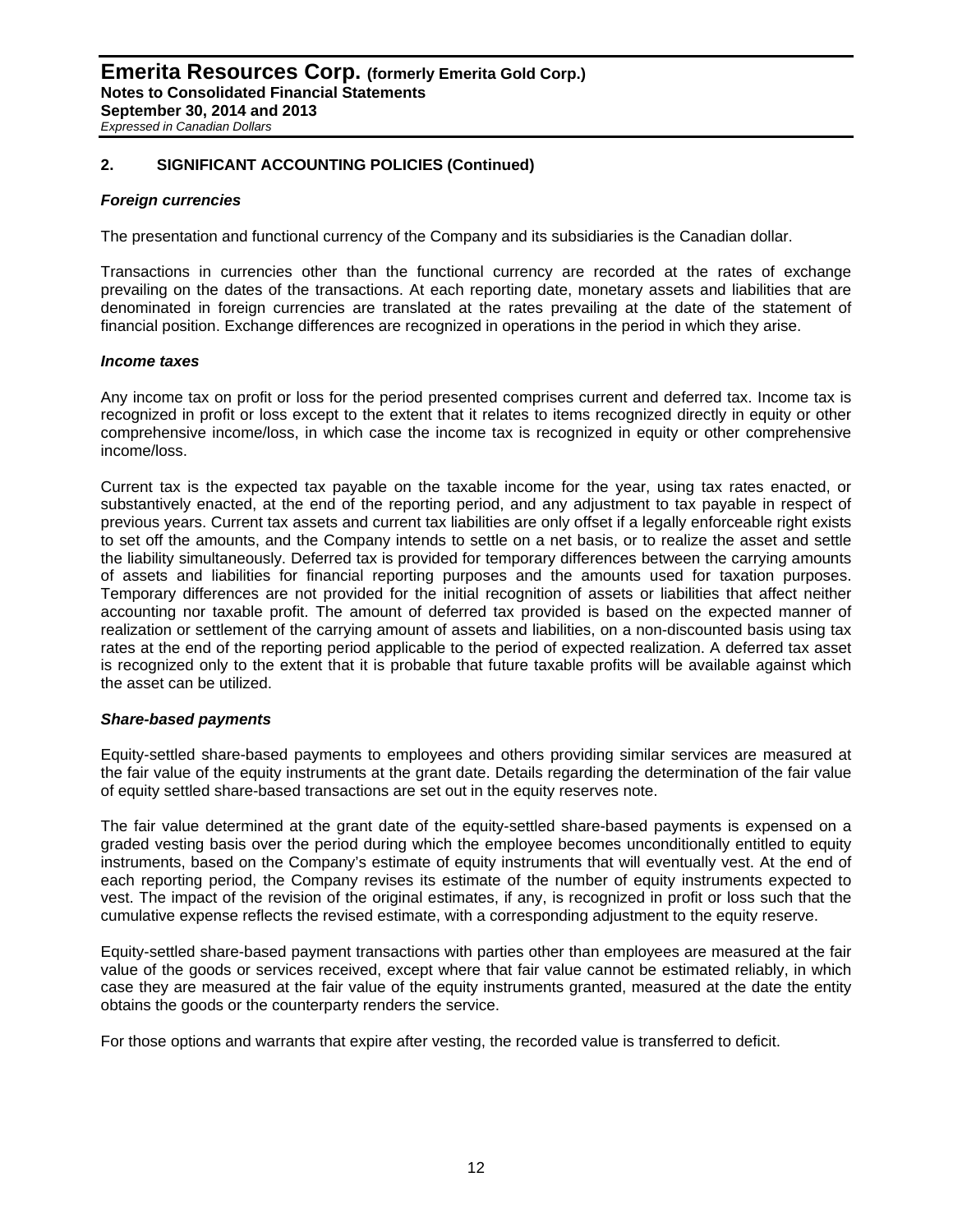## 2. SIGNIFICANT ACCOUNTING POLICIES (Continued)

### *Foreign currencies*

The presentation and functional currency of the Company and its subsidiaries is the Canadian dollar.

Transactions in currencies other than the functional currency are recorded at the rates of exchange prevailing on the dates of the transactions. At each reporting date, monetary assets and liabilities that are denominated in foreign currencies are translated at the rates prevailing at the date of the statement of financial position. Exchange differences are recognized in operations in the period in which they arise.

### *Income taxes*

Any income tax on profit or loss for the period presented comprises current and deferred tax. Income tax is recognized in profit or loss except to the extent that it relates to items recognized directly in equity or other comprehensive income/loss, in which case the income tax is recognized in equity or other comprehensive income/loss.

Current tax is the expected tax payable on the taxable income for the year, using tax rates enacted, or substantively enacted, at the end of the reporting period, and any adjustment to tax payable in respect of previous years. Current tax assets and current tax liabilities are only offset if a legally enforceable right exists to set off the amounts, and the Company intends to settle on a net basis, or to realize the asset and settle the liability simultaneously. Deferred tax is provided for temporary differences between the carrying amounts of assets and liabilities for financial reporting purposes and the amounts used for taxation purposes. Temporary differences are not provided for the initial recognition of assets or liabilities that affect neither accounting nor taxable profit. The amount of deferred tax provided is based on the expected manner of realization or settlement of the carrying amount of assets and liabilities, on a non-discounted basis using tax rates at the end of the reporting period applicable to the period of expected realization. A deferred tax asset is recognized only to the extent that it is probable that future taxable profits will be available against which the asset can be utilized.

### *Share-based payments*

Equity-settled share-based payments to employees and others providing similar services are measured at the fair value of the equity instruments at the grant date. Details regarding the determination of the fair value of equity settled share-based transactions are set out in the equity reserves note.

The fair value determined at the grant date of the equity-settled share-based payments is expensed on a graded vesting basis over the period during which the employee becomes unconditionally entitled to equity instruments, based on the Company's estimate of equity instruments that will eventually vest. At the end of each reporting period, the Company revises its estimate of the number of equity instruments expected to vest. The impact of the revision of the original estimates, if any, is recognized in profit or loss such that the cumulative expense reflects the revised estimate, with a corresponding adjustment to the equity reserve.

Equity-settled share-based payment transactions with parties other than employees are measured at the fair value of the goods or services received, except where that fair value cannot be estimated reliably, in which case they are measured at the fair value of the equity instruments granted, measured at the date the entity obtains the goods or the counterparty renders the service.

For those options and warrants that expire after vesting, the recorded value is transferred to deficit.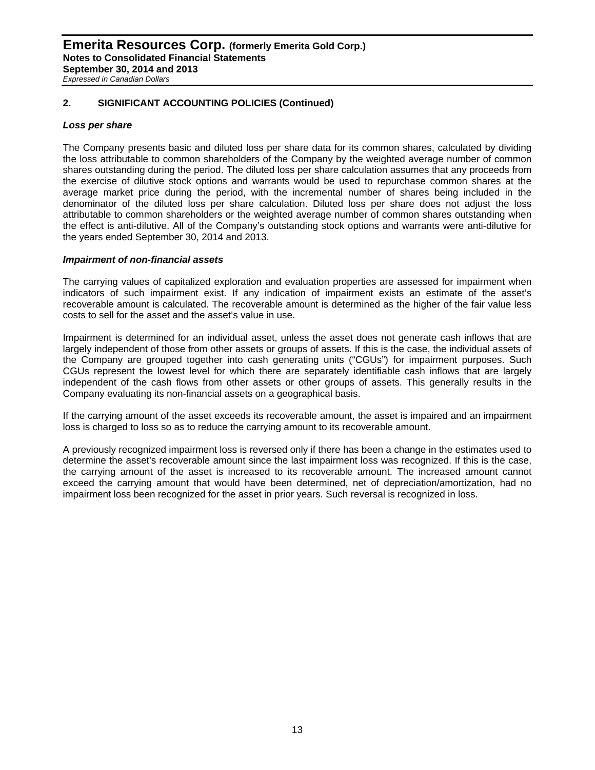## 2. SIGNIFICANT ACCOUNTING POLICIES (Continued)

### *Loss per share*

The Company presents basic and diluted loss per share data for its common shares, calculated by dividing the loss attributable to common shareholders of the Company by the weighted average number of common shares outstanding during the period. The diluted loss per share calculation assumes that any proceeds from the exercise of dilutive stock options and warrants would be used to repurchase common shares at the average market price during the period, with the incremental number of shares being included in the denominator of the diluted loss per share calculation. Diluted loss per share does not adjust the loss attributable to common shareholders or the weighted average number of common shares outstanding when the effect is anti-dilutive. All of the Company's outstanding stock options and warrants were anti-dilutive for the years ended September 30, 2014 and 2013.

### *Impairment of non-financial assets*

The carrying values of capitalized exploration and evaluation properties are assessed for impairment when indicators of such impairment exist. If any indication of impairment exists an estimate of the asset's recoverable amount is calculated. The recoverable amount is determined as the higher of the fair value less costs to sell for the asset and the asset's value in use.

Impairment is determined for an individual asset, unless the asset does not generate cash inflows that are largely independent of those from other assets or groups of assets. If this is the case, the individual assets of the Company are grouped together into cash generating units ("CGUs") for impairment purposes. Such CGUs represent the lowest level for which there are separately identifiable cash inflows that are largely independent of the cash flows from other assets or other groups of assets. This generally results in the Company evaluating its non-financial assets on a geographical basis.

If the carrying amount of the asset exceeds its recoverable amount, the asset is impaired and an impairment loss is charged to loss so as to reduce the carrying amount to its recoverable amount.

A previously recognized impairment loss is reversed only if there has been a change in the estimates used to determine the asset's recoverable amount since the last impairment loss was recognized. If this is the case, the carrying amount of the asset is increased to its recoverable amount. The increased amount cannot exceed the carrying amount that would have been determined, net of depreciation/amortization, had no impairment loss been recognized for the asset in prior years. Such reversal is recognized in loss.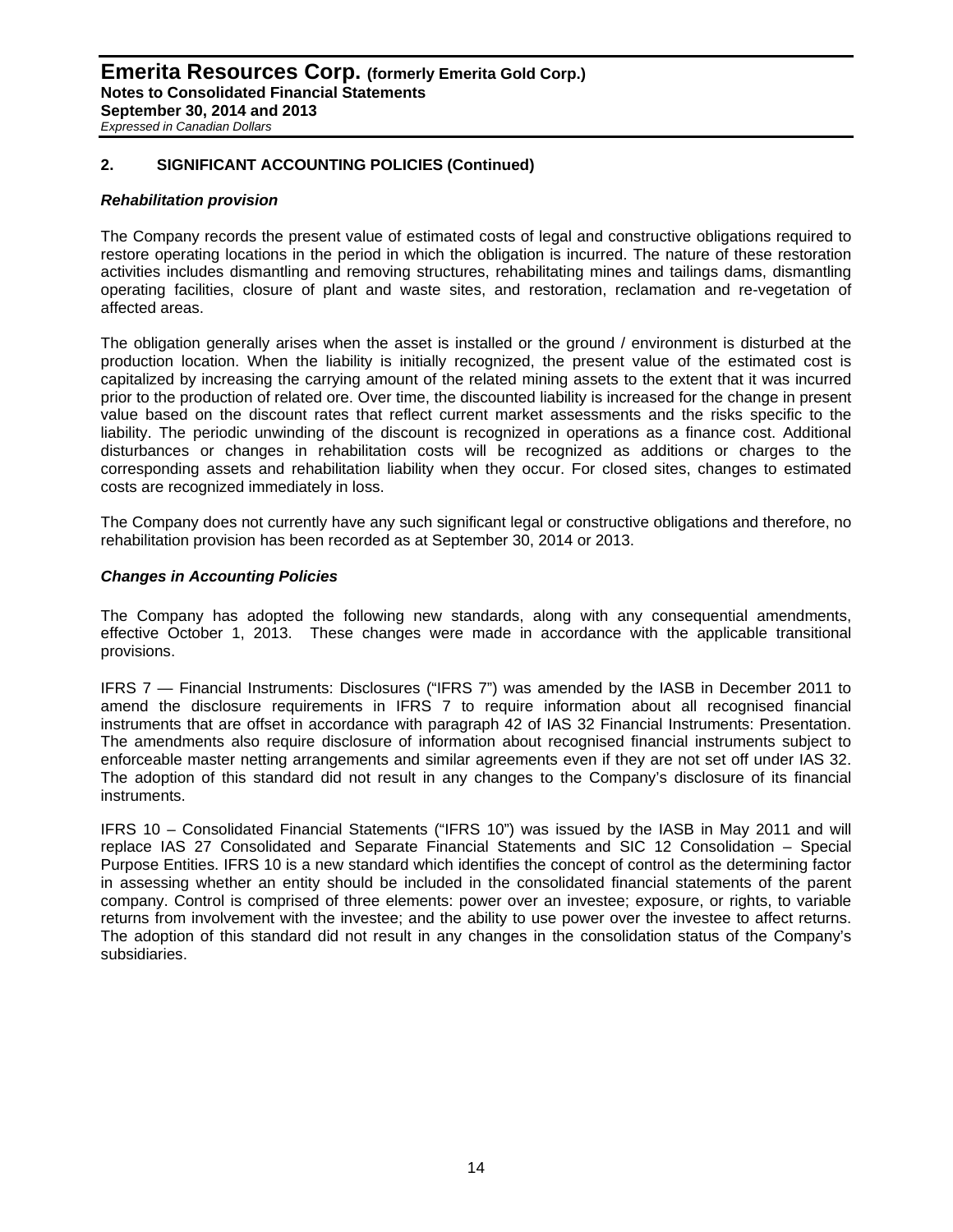## 2. SIGNIFICANT ACCOUNTING POLICIES (Continued)

### *Rehabilitation provision*

The Company records the present value of estimated costs of legal and constructive obligations required to restore operating locations in the period in which the obligation is incurred. The nature of these restoration activities includes dismantling and removing structures, rehabilitating mines and tailings dams, dismantling operating facilities, closure of plant and waste sites, and restoration, reclamation and re-vegetation of affected areas.

The obligation generally arises when the asset is installed or the ground / environment is disturbed at the production location. When the liability is initially recognized, the present value of the estimated cost is capitalized by increasing the carrying amount of the related mining assets to the extent that it was incurred prior to the production of related ore. Over time, the discounted liability is increased for the change in present value based on the discount rates that reflect current market assessments and the risks specific to the liability. The periodic unwinding of the discount is recognized in operations as a finance cost. Additional disturbances or changes in rehabilitation costs will be recognized as additions or charges to the corresponding assets and rehabilitation liability when they occur. For closed sites, changes to estimated costs are recognized immediately in loss.

The Company does not currently have any such significant legal or constructive obligations and therefore, no rehabilitation provision has been recorded as at September 30, 2014 or 2013.

### *Changes in Accounting Policies*

The Company has adopted the following new standards, along with any consequential amendments, effective October 1, 2013. These changes were made in accordance with the applicable transitional provisions.

IFRS 7 — Financial Instruments: Disclosures ("IFRS 7") was amended by the IASB in December 2011 to amend the disclosure requirements in IFRS 7 to require information about all recognised financial instruments that are offset in accordance with paragraph 42 of IAS 32 Financial Instruments: Presentation. The amendments also require disclosure of information about recognised financial instruments subject to enforceable master netting arrangements and similar agreements even if they are not set off under IAS 32. The adoption of this standard did not result in any changes to the Company's disclosure of its financial instruments.

IFRS 10 – Consolidated Financial Statements ("IFRS 10") was issued by the IASB in May 2011 and will replace IAS 27 Consolidated and Separate Financial Statements and SIC 12 Consolidation – Special Purpose Entities. IFRS 10 is a new standard which identifies the concept of control as the determining factor in assessing whether an entity should be included in the consolidated financial statements of the parent company. Control is comprised of three elements: power over an investee; exposure, or rights, to variable returns from involvement with the investee; and the ability to use power over the investee to affect returns. The adoption of this standard did not result in any changes in the consolidation status of the Company's subsidiaries.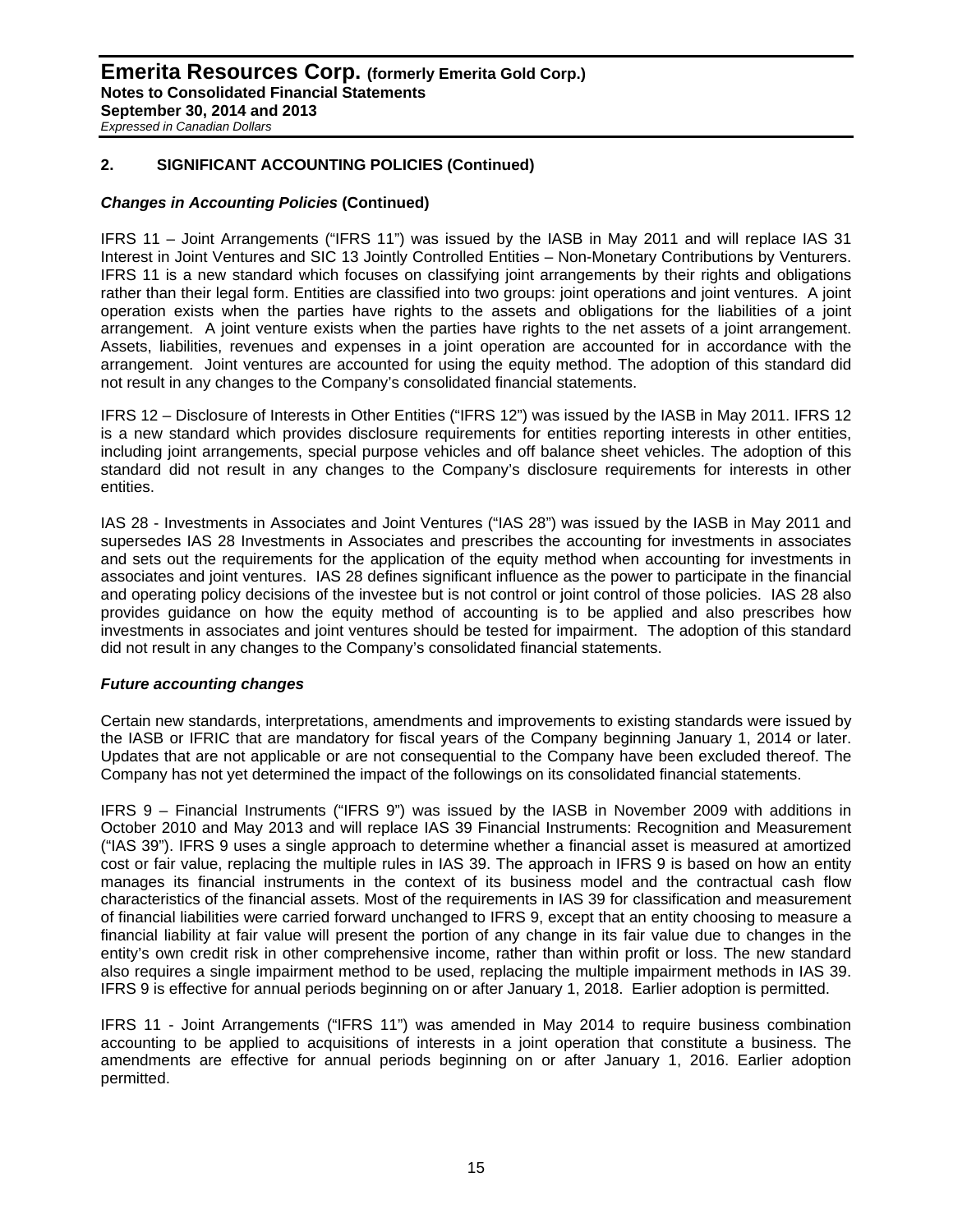## 2. SIGNIFICANT ACCOUNTING POLICIES (Continued)

### *Changes in Accounting Policies* (Continued)

IFRS 11 – Joint Arrangements ("IFRS 11") was issued by the IASB in May 2011 and will replace IAS 31 Interest in Joint Ventures and SIC 13 Jointly Controlled Entities – Non-Monetary Contributions by Venturers. IFRS 11 is a new standard which focuses on classifying joint arrangements by their rights and obligations rather than their legal form. Entities are classified into two groups: joint operations and joint ventures. A joint operation exists when the parties have rights to the assets and obligations for the liabilities of a joint arrangement. A joint venture exists when the parties have rights to the net assets of a joint arrangement. Assets, liabilities, revenues and expenses in a joint operation are accounted for in accordance with the arrangement. Joint ventures are accounted for using the equity method. The adoption of this standard did not result in any changes to the Company's consolidated financial statements.

IFRS 12 – Disclosure of Interests in Other Entities ("IFRS 12") was issued by the IASB in May 2011. IFRS 12 is a new standard which provides disclosure requirements for entities reporting interests in other entities, including joint arrangements, special purpose vehicles and off balance sheet vehicles. The adoption of this standard did not result in any changes to the Company's disclosure requirements for interests in other entities.

IAS 28 - Investments in Associates and Joint Ventures ("IAS 28") was issued by the IASB in May 2011 and supersedes IAS 28 Investments in Associates and prescribes the accounting for investments in associates and sets out the requirements for the application of the equity method when accounting for investments in associates and joint ventures. IAS 28 defines significant influence as the power to participate in the financial and operating policy decisions of the investee but is not control or joint control of those policies. IAS 28 also provides guidance on how the equity method of accounting is to be applied and also prescribes how investments in associates and joint ventures should be tested for impairment. The adoption of this standard did not result in any changes to the Company's consolidated financial statements.

### *Future accounting changes*

Certain new standards, interpretations, amendments and improvements to existing standards were issued by the IASB or IFRIC that are mandatory for fiscal years of the Company beginning January 1, 2014 or later. Updates that are not applicable or are not consequential to the Company have been excluded thereof. The Company has not yet determined the impact of the followings on its consolidated financial statements.

IFRS 9 – Financial Instruments ("IFRS 9") was issued by the IASB in November 2009 with additions in October 2010 and May 2013 and will replace IAS 39 Financial Instruments: Recognition and Measurement ("IAS 39"). IFRS 9 uses a single approach to determine whether a financial asset is measured at amortized cost or fair value, replacing the multiple rules in IAS 39. The approach in IFRS 9 is based on how an entity manages its financial instruments in the context of its business model and the contractual cash flow characteristics of the financial assets. Most of the requirements in IAS 39 for classification and measurement of financial liabilities were carried forward unchanged to IFRS 9, except that an entity choosing to measure a financial liability at fair value will present the portion of any change in its fair value due to changes in the entity's own credit risk in other comprehensive income, rather than within profit or loss. The new standard also requires a single impairment method to be used, replacing the multiple impairment methods in IAS 39. IFRS 9 is effective for annual periods beginning on or after January 1, 2018. Earlier adoption is permitted.

IFRS 11 - Joint Arrangements ("IFRS 11") was amended in May 2014 to require business combination accounting to be applied to acquisitions of interests in a joint operation that constitute a business. The amendments are effective for annual periods beginning on or after January 1, 2016. Earlier adoption permitted.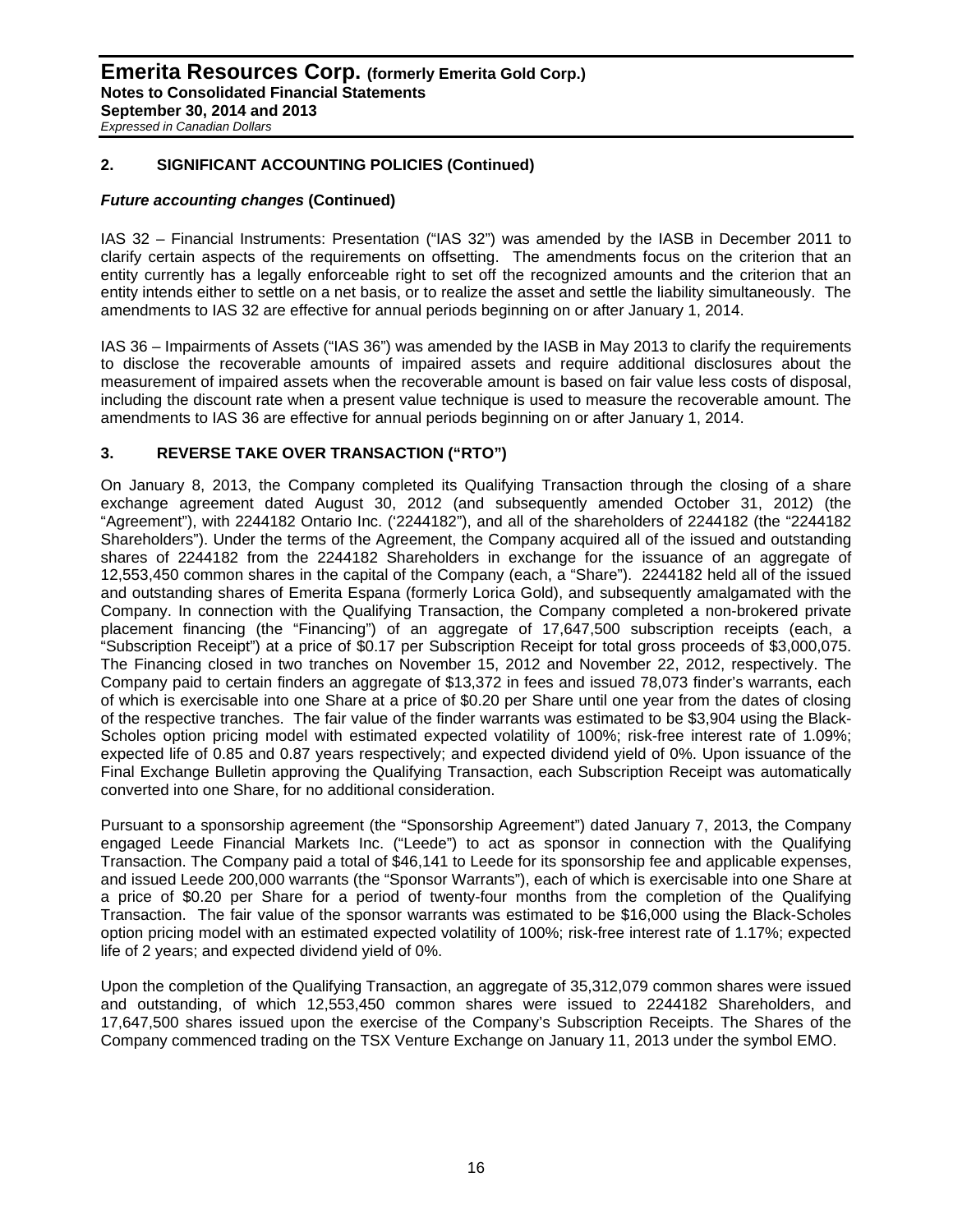## 2. SIGNIFICANT ACCOUNTING POLICIES (Continued)

### *Future accounting changes* (Continued)

IAS 32 – Financial Instruments: Presentation ("IAS 32") was amended by the IASB in December 2011 to clarify certain aspects of the requirements on offsetting. The amendments focus on the criterion that an entity currently has a legally enforceable right to set off the recognized amounts and the criterion that an entity intends either to settle on a net basis, or to realize the asset and settle the liability simultaneously. The amendments to IAS 32 are effective for annual periods beginning on or after January 1, 2014.

IAS 36 – Impairments of Assets ("IAS 36") was amended by the IASB in May 2013 to clarify the requirements to disclose the recoverable amounts of impaired assets and require additional disclosures about the measurement of impaired assets when the recoverable amount is based on fair value less costs of disposal, including the discount rate when a present value technique is used to measure the recoverable amount. The amendments to IAS 36 are effective for annual periods beginning on or after January 1, 2014.

## 3. REVERSE TAKE OVER TRANSACTION ("RTO")

On January 8, 2013, the Company completed its Qualifying Transaction through the closing of a share exchange agreement dated August 30, 2012 (and subsequently amended October 31, 2012) (the "Agreement"), with 2244182 Ontario Inc. ('2244182"), and all of the shareholders of 2244182 (the "2244182 Shareholders"). Under the terms of the Agreement, the Company acquired all of the issued and outstanding shares of 2244182 from the 2244182 Shareholders in exchange for the issuance of an aggregate of 12,553,450 common shares in the capital of the Company (each, a "Share"). 2244182 held all of the issued and outstanding shares of Emerita Espana (formerly Lorica Gold), and subsequently amalgamated with the Company. In connection with the Qualifying Transaction, the Company completed a non-brokered private placement financing (the "Financing") of an aggregate of 17,647,500 subscription receipts (each, a "Subscription Receipt") at a price of $0.17 per Subscription Receipt for total gross proceeds of $3,000,075. The Financing closed in two tranches on November 15, 2012 and November 22, 2012, respectively. The Company paid to certain finders an aggregate of $13,372 in fees and issued 78,073 finder's warrants, each of which is exercisable into one Share at a price of $0.20 per Share until one year from the dates of closing of the respective tranches. The fair value of the finder warrants was estimated to be $3,904 using the Black-Scholes option pricing model with estimated expected volatility of 100%; risk-free interest rate of 1.09%; expected life of 0.85 and 0.87 years respectively; and expected dividend yield of 0%. Upon issuance of the Final Exchange Bulletin approving the Qualifying Transaction, each Subscription Receipt was automatically converted into one Share, for no additional consideration.

Pursuant to a sponsorship agreement (the "Sponsorship Agreement") dated January 7, 2013, the Company engaged Leede Financial Markets Inc. ("Leede") to act as sponsor in connection with the Qualifying Transaction. The Company paid a total of $46,141 to Leede for its sponsorship fee and applicable expenses, and issued Leede 200,000 warrants (the "Sponsor Warrants"), each of which is exercisable into one Share at a price of $0.20 per Share for a period of twenty-four months from the completion of the Qualifying Transaction. The fair value of the sponsor warrants was estimated to be $16,000 using the Black-Scholes option pricing model with an estimated expected volatility of 100%; risk-free interest rate of 1.17%; expected life of 2 years; and expected dividend yield of 0%.

Upon the completion of the Qualifying Transaction, an aggregate of 35,312,079 common shares were issued and outstanding, of which 12,553,450 common shares were issued to 2244182 Shareholders, and 17,647,500 shares issued upon the exercise of the Company's Subscription Receipts. The Shares of the Company commenced trading on the TSX Venture Exchange on January 11, 2013 under the symbol EMO.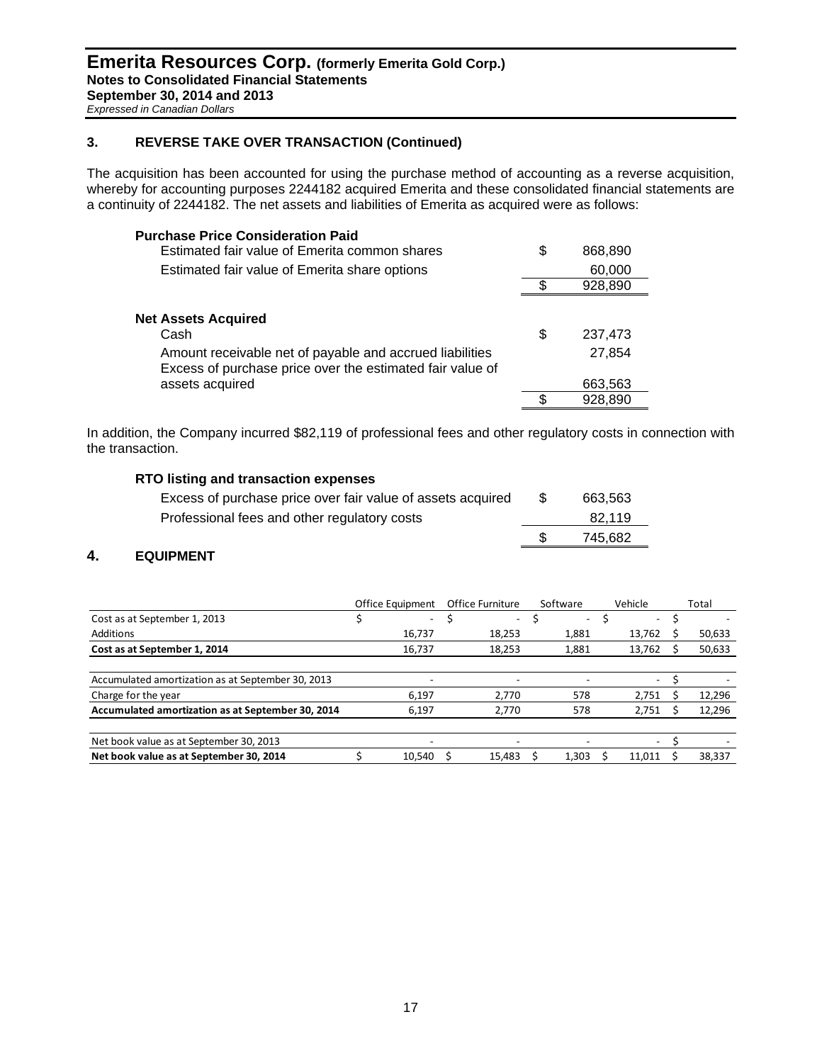## 3. REVERSE TAKE OVER TRANSACTION (Continued)

The acquisition has been accounted for using the purchase method of accounting as a reverse acquisition, whereby for accounting purposes 2244182 acquired Emerita and these consolidated financial statements are a continuity of 2244182. The net assets and liabilities of Emerita as acquired were as follows:

| | | |
|---|---|---|
| **Purchase Price Consideration Paid** | | |
| Estimated fair value of Emerita common shares | $ | 868,890 |
| Estimated fair value of Emerita share options | | 60,000 |
| | $ | 928,890 |
| **Net Assets Acquired** | | |
| Cash | $ | 237,473 |
| Amount receivable net of payable and accrued liabilities | | 27,854 |
| Excess of purchase price over the estimated fair value of assets acquired | | 663,563 |
| | $ | 928,890 |

In addition, the Company incurred $82,119 of professional fees and other regulatory costs in connection with the transaction.

| | | |
|---|---|---|
| **RTO listing and transaction expenses** | | |
| Excess of purchase price over fair value of assets acquired | $ | 663,563 |
| Professional fees and other regulatory costs | | 82,119 |
| | $ | 745,682 |

## 4. EQUIPMENT

| | Office Equipment | Office Furniture | Software | Vehicle | Total |
|---|---|---|---|---|---|
| Cost as at September 1, 2013 | $ - | $ - | $ - | $ - | $ - |
| Additions | 16,737 | 18,253 | 1,881 | 13,762 | $ 50,633 |
| **Cost as at September 1, 2014** | 16,737 | 18,253 | 1,881 | 13,762 | $ 50,633 |
| Accumulated amortization as at September 30, 2013 | - | - | - | - | $ - |
| Charge for the year | 6,197 | 2,770 | 578 | 2,751 | $ 12,296 |
| **Accumulated amortization as at September 30, 2014** | 6,197 | 2,770 | 578 | 2,751 | $ 12,296 |
| Net book value as at September 30, 2013 | - | - | - | - | $ - |
| **Net book value as at September 30, 2014** | $ 10,540 | $ 15,483 | $ 1,303 | $ 11,011 | $ 38,337 |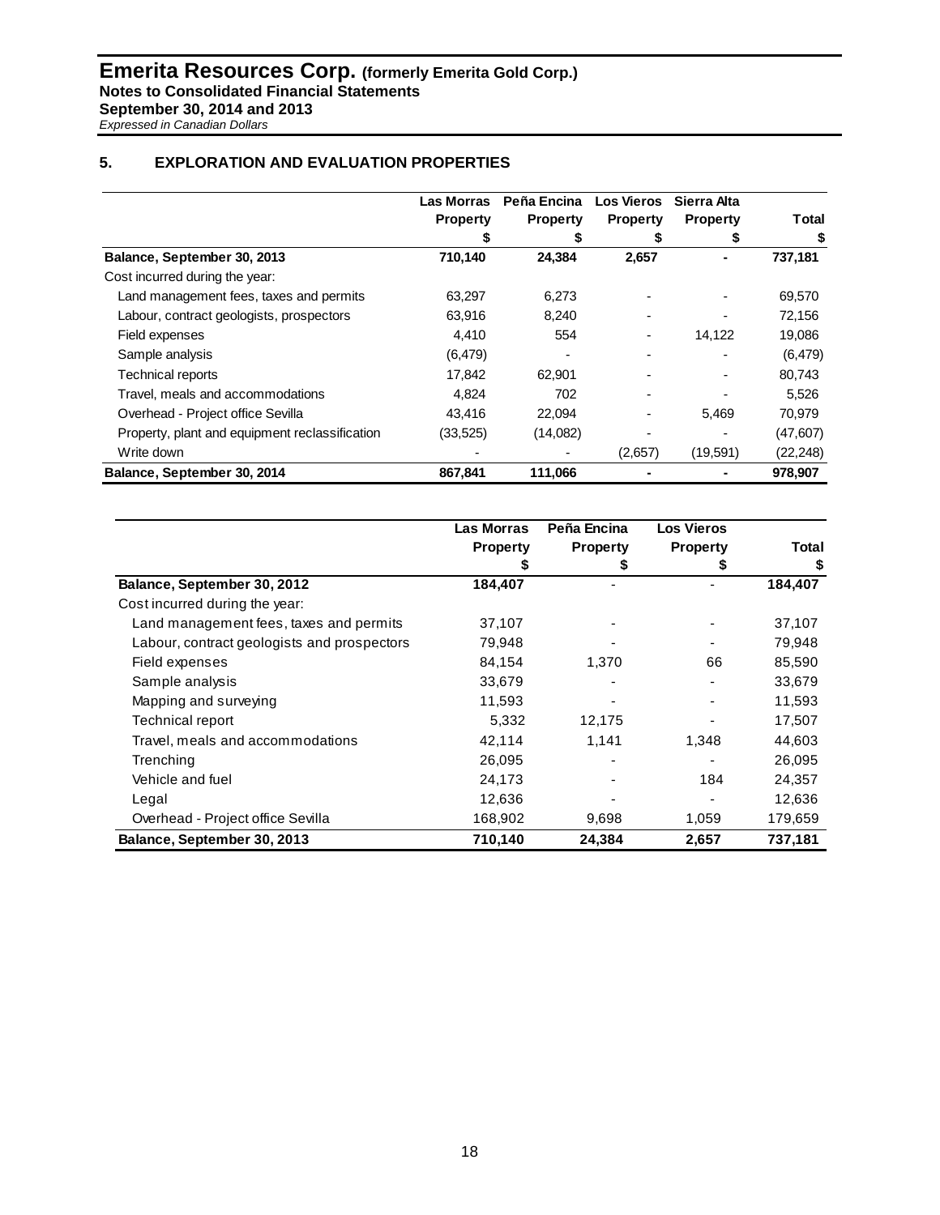## 5. EXPLORATION AND EVALUATION PROPERTIES

| | Las Morras Property $ | Peña Encina Property $ | Los Vieros Property $ | Sierra Alta Property $ | Total $ |
|---|---|---|---|---|---|
| **Balance, September 30, 2013** | **710,140** | **24,384** | **2,657** | **-** | **737,181** |
| Cost incurred during the year: | | | | | |
| Land management fees, taxes and permits | 63,297 | 6,273 | - | - | 69,570 |
| Labour, contract geologists, prospectors | 63,916 | 8,240 | - | - | 72,156 |
| Field expenses | 4,410 | 554 | - | 14,122 | 19,086 |
| Sample analysis | (6,479) | - | - | - | (6,479) |
| Technical reports | 17,842 | 62,901 | - | - | 80,743 |
| Travel, meals and accommodations | 4,824 | 702 | - | - | 5,526 |
| Overhead - Project office Sevilla | 43,416 | 22,094 | - | 5,469 | 70,979 |
| Property, plant and equipment reclassification | (33,525) | (14,082) | - | - | (47,607) |
| Write down | - | - | (2,657) | (19,591) | (22,248) |
| **Balance, September 30, 2014** | **867,841** | **111,066** | **-** | **-** | **978,907** |

| | Las Morras Property $ | Peña Encina Property $ | Los Vieros Property $ | Total $ |
|---|---|---|---|---|
| **Balance, September 30, 2012** | **184,407** | - | - | **184,407** |
| Cost incurred during the year: | | | | |
| Land management fees, taxes and permits | 37,107 | - | - | 37,107 |
| Labour, contract geologists and prospectors | 79,948 | - | - | 79,948 |
| Field expenses | 84,154 | 1,370 | 66 | 85,590 |
| Sample analysis | 33,679 | - | - | 33,679 |
| Mapping and surveying | 11,593 | - | - | 11,593 |
| Technical report | 5,332 | 12,175 | - | 17,507 |
| Travel, meals and accommodations | 42,114 | 1,141 | 1,348 | 44,603 |
| Trenching | 26,095 | - | - | 26,095 |
| Vehicle and fuel | 24,173 | - | 184 | 24,357 |
| Legal | 12,636 | - | - | 12,636 |
| Overhead - Project office Sevilla | 168,902 | 9,698 | 1,059 | 179,659 |
| **Balance, September 30, 2013** | **710,140** | **24,384** | **2,657** | **737,181** |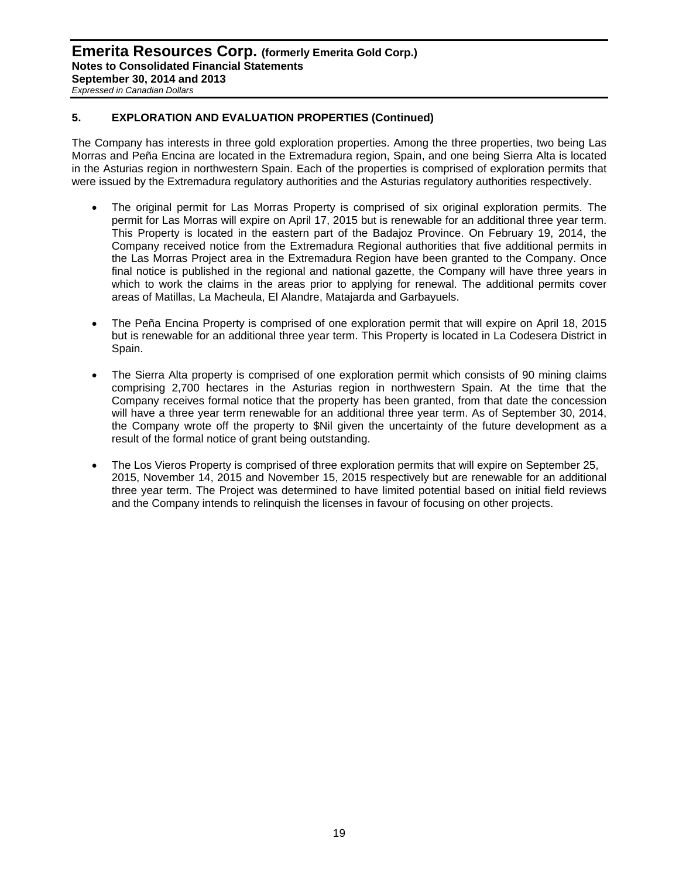## 5. EXPLORATION AND EVALUATION PROPERTIES (Continued)

The Company has interests in three gold exploration properties. Among the three properties, two being Las Morras and Peña Encina are located in the Extremadura region, Spain, and one being Sierra Alta is located in the Asturias region in northwestern Spain. Each of the properties is comprised of exploration permits that were issued by the Extremadura regulatory authorities and the Asturias regulatory authorities respectively.

- The original permit for Las Morras Property is comprised of six original exploration permits. The permit for Las Morras will expire on April 17, 2015 but is renewable for an additional three year term. This Property is located in the eastern part of the Badajoz Province. On February 19, 2014, the Company received notice from the Extremadura Regional authorities that five additional permits in the Las Morras Project area in the Extremadura Region have been granted to the Company. Once final notice is published in the regional and national gazette, the Company will have three years in which to work the claims in the areas prior to applying for renewal. The additional permits cover areas of Matillas, La Macheula, El Alandre, Matajarda and Garbayuels.

- The Peña Encina Property is comprised of one exploration permit that will expire on April 18, 2015 but is renewable for an additional three year term. This Property is located in La Codesera District in Spain.

- The Sierra Alta property is comprised of one exploration permit which consists of 90 mining claims comprising 2,700 hectares in the Asturias region in northwestern Spain. At the time that the Company receives formal notice that the property has been granted, from that date the concession will have a three year term renewable for an additional three year term. As of September 30, 2014, the Company wrote off the property to $Nil given the uncertainty of the future development as a result of the formal notice of grant being outstanding.

- The Los Vieros Property is comprised of three exploration permits that will expire on September 25, 2015, November 14, 2015 and November 15, 2015 respectively but are renewable for an additional three year term. The Project was determined to have limited potential based on initial field reviews and the Company intends to relinquish the licenses in favour of focusing on other projects.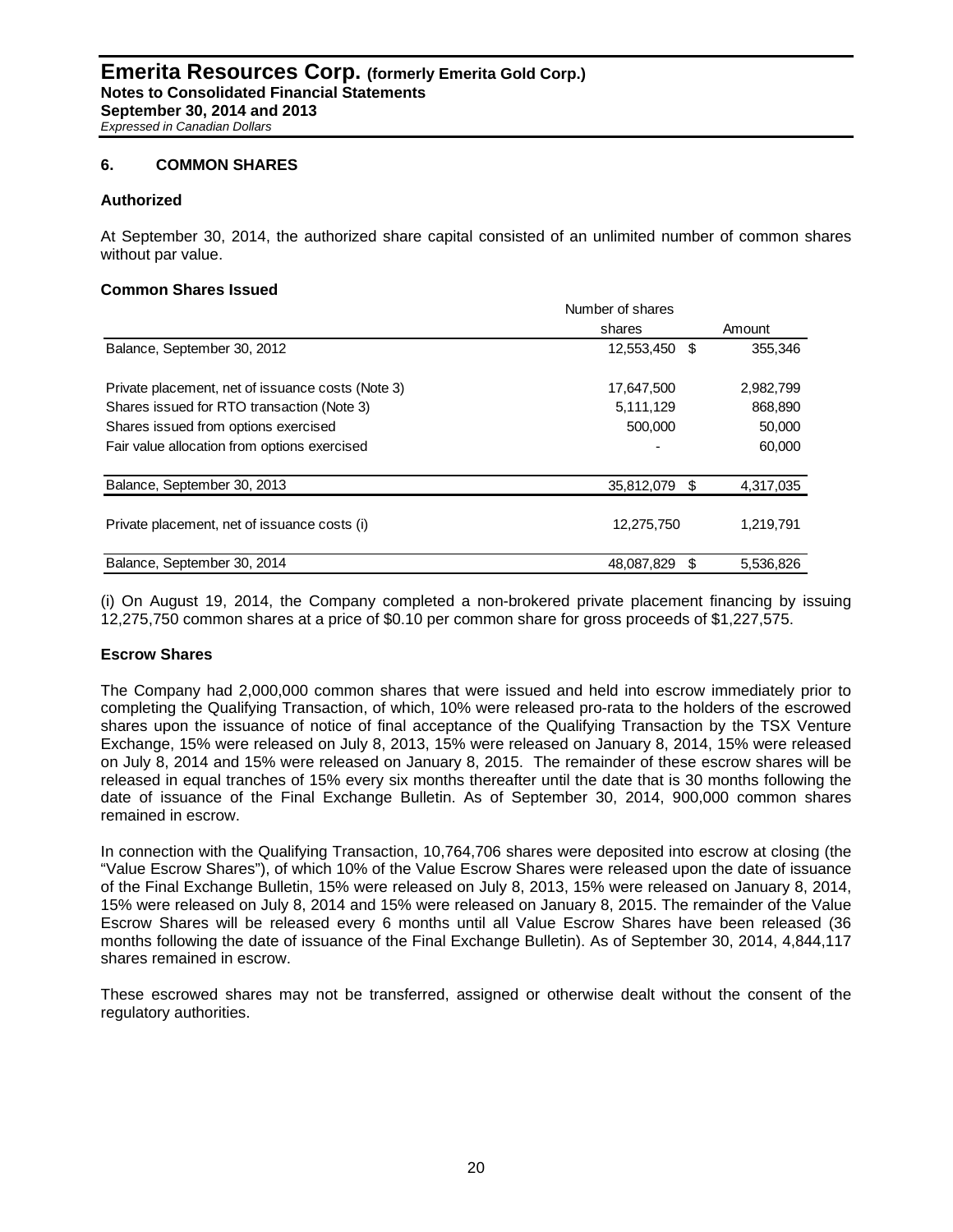## 6. COMMON SHARES

### Authorized

At September 30, 2014, the authorized share capital consisted of an unlimited number of common shares without par value.

### Common Shares Issued

| | Number of shares shares | | Amount |
|---|---|---|---|
| Balance, September 30, 2012 | 12,553,450 | $ | 355,346 |
| Private placement, net of issuance costs (Note 3) | 17,647,500 | | 2,982,799 |
| Shares issued for RTO transaction (Note 3) | 5,111,129 | | 868,890 |
| Shares issued from options exercised | 500,000 | | 50,000 |
| Fair value allocation from options exercised | - | | 60,000 |
| Balance, September 30, 2013 | 35,812,079 | $ | 4,317,035 |
| Private placement, net of issuance costs (i) | 12,275,750 | | 1,219,791 |
| Balance, September 30, 2014 | 48,087,829 | $ | 5,536,826 |

(i) On August 19, 2014, the Company completed a non-brokered private placement financing by issuing 12,275,750 common shares at a price of $0.10 per common share for gross proceeds of $1,227,575.

### Escrow Shares

The Company had 2,000,000 common shares that were issued and held into escrow immediately prior to completing the Qualifying Transaction, of which, 10% were released pro-rata to the holders of the escrowed shares upon the issuance of notice of final acceptance of the Qualifying Transaction by the TSX Venture Exchange, 15% were released on July 8, 2013, 15% were released on January 8, 2014, 15% were released on July 8, 2014 and 15% were released on January 8, 2015. The remainder of these escrow shares will be released in equal tranches of 15% every six months thereafter until the date that is 30 months following the date of issuance of the Final Exchange Bulletin. As of September 30, 2014, 900,000 common shares remained in escrow.

In connection with the Qualifying Transaction, 10,764,706 shares were deposited into escrow at closing (the "Value Escrow Shares"), of which 10% of the Value Escrow Shares were released upon the date of issuance of the Final Exchange Bulletin, 15% were released on July 8, 2013, 15% were released on January 8, 2014, 15% were released on July 8, 2014 and 15% were released on January 8, 2015. The remainder of the Value Escrow Shares will be released every 6 months until all Value Escrow Shares have been released (36 months following the date of issuance of the Final Exchange Bulletin). As of September 30, 2014, 4,844,117 shares remained in escrow.

These escrowed shares may not be transferred, assigned or otherwise dealt without the consent of the regulatory authorities.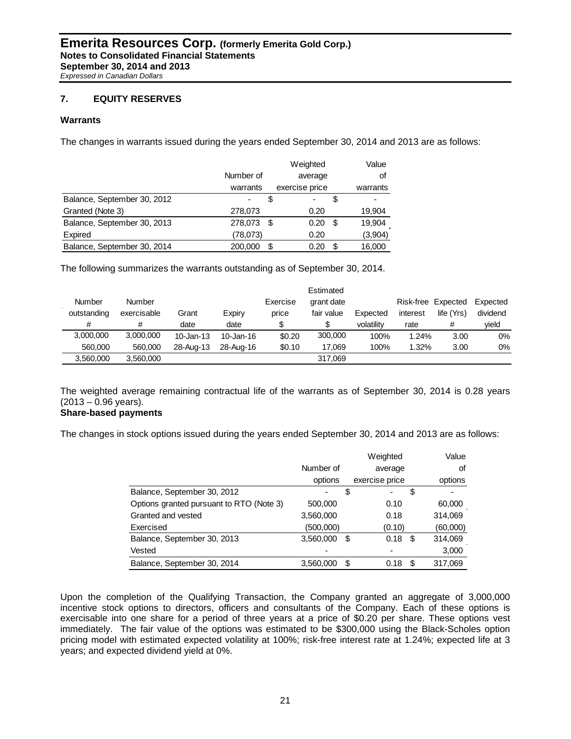## 7. EQUITY RESERVES

### Warrants

The changes in warrants issued during the years ended September 30, 2014 and 2013 are as follows:

| | Number of warrants | Weighted average exercise price | Value of warrants |
|---|---|---|---|
| Balance, September 30, 2012 | - | $ - | $ - |
| Granted (Note 3) | 278,073 | 0.20 | 19,904 |
| Balance, September 30, 2013 | 278,073 | $ 0.20 | $ 19,904 |
| Expired | (78,073) | 0.20 | (3,904) |
| Balance, September 30, 2014 | 200,000 | $ 0.20 | $ 16,000 |

The following summarizes the warrants outstanding as of September 30, 2014.

| Number outstanding # | Number exercisable # | Grant date | Expiry date | Exercise price $ | Estimated grant date fair value $ | Expected volatility | Risk-free interest rate | Expected life (Yrs) # | Expected dividend yield |
|---|---|---|---|---|---|---|---|---|---|
| 3,000,000 | 3,000,000 | 10-Jan-13 | 10-Jan-16 | $0.20 | 300,000 | 100% | 1.24% | 3.00 | 0% |
| 560,000 | 560,000 | 28-Aug-13 | 28-Aug-16 | $0.10 | 17,069 | 100% | 1.32% | 3.00 | 0% |
| 3,560,000 | 3,560,000 | | | | 317,069 | | | | |

The weighted average remaining contractual life of the warrants as of September 30, 2014 is 0.28 years (2013 – 0.96 years).

### Share-based payments

The changes in stock options issued during the years ended September 30, 2014 and 2013 are as follows:

| | Number of options | Weighted average exercise price | Value of options |
|---|---|---|---|
| Balance, September 30, 2012 | - | $ - | $ - |
| Options granted pursuant to RTO (Note 3) | 500,000 | 0.10 | 60,000 |
| Granted and vested | 3,560,000 | 0.18 | 314,069 |
| Exercised | (500,000) | (0.10) | (60,000) |
| Balance, September 30, 2013 | 3,560,000 | $ 0.18 | $ 314,069 |
| Vested | - | - | 3,000 |
| Balance, September 30, 2014 | 3,560,000 | $ 0.18 | $ 317,069 |

Upon the completion of the Qualifying Transaction, the Company granted an aggregate of 3,000,000 incentive stock options to directors, officers and consultants of the Company. Each of these options is exercisable into one share for a period of three years at a price of $0.20 per share. These options vest immediately. The fair value of the options was estimated to be $300,000 using the Black-Scholes option pricing model with estimated expected volatility at 100%; risk-free interest rate at 1.24%; expected life at 3 years; and expected dividend yield at 0%.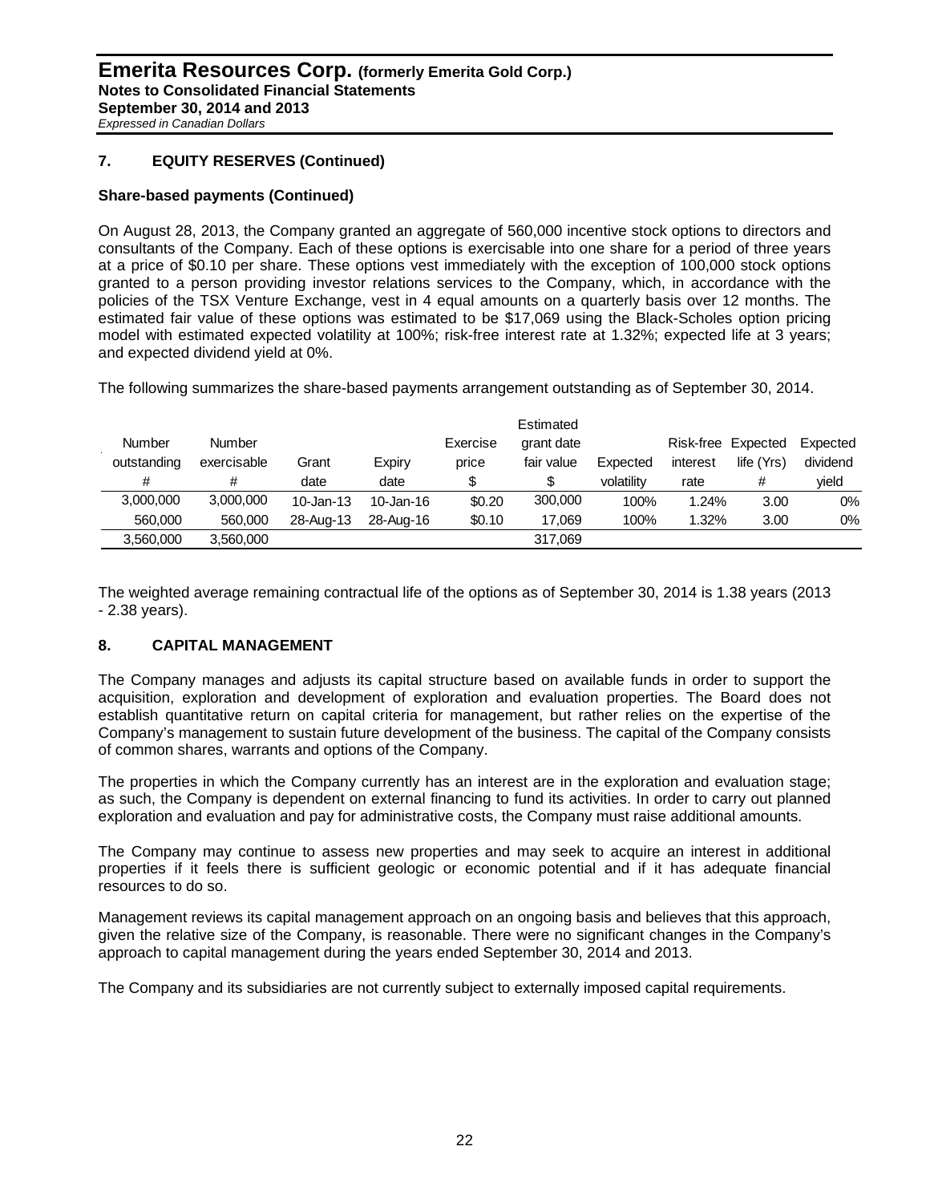## 7. EQUITY RESERVES (Continued)

### Share-based payments (Continued)

On August 28, 2013, the Company granted an aggregate of 560,000 incentive stock options to directors and consultants of the Company. Each of these options is exercisable into one share for a period of three years at a price of $0.10 per share. These options vest immediately with the exception of 100,000 stock options granted to a person providing investor relations services to the Company, which, in accordance with the policies of the TSX Venture Exchange, vest in 4 equal amounts on a quarterly basis over 12 months. The estimated fair value of these options was estimated to be $17,069 using the Black-Scholes option pricing model with estimated expected volatility at 100%; risk-free interest rate at 1.32%; expected life at 3 years; and expected dividend yield at 0%.

The following summarizes the share-based payments arrangement outstanding as of September 30, 2014.

| Number outstanding # | Number exercisable # | Grant date | Expiry date | Exercise price $ | Estimated grant date fair value $ | Expected volatility | Risk-free interest rate | Expected life (Yrs) # | Expected dividend yield |
|---|---|---|---|---|---|---|---|---|---|
| 3,000,000 | 3,000,000 | 10-Jan-13 | 10-Jan-16 | $0.20 | 300,000 | 100% | 1.24% | 3.00 | 0% |
| 560,000 | 560,000 | 28-Aug-13 | 28-Aug-16 | $0.10 | 17,069 | 100% | 1.32% | 3.00 | 0% |
| 3,560,000 | 3,560,000 | | | | 317,069 | | | | |

The weighted average remaining contractual life of the options as of September 30, 2014 is 1.38 years (2013 - 2.38 years).

## 8. CAPITAL MANAGEMENT

The Company manages and adjusts its capital structure based on available funds in order to support the acquisition, exploration and development of exploration and evaluation properties. The Board does not establish quantitative return on capital criteria for management, but rather relies on the expertise of the Company's management to sustain future development of the business. The capital of the Company consists of common shares, warrants and options of the Company.

The properties in which the Company currently has an interest are in the exploration and evaluation stage; as such, the Company is dependent on external financing to fund its activities. In order to carry out planned exploration and evaluation and pay for administrative costs, the Company must raise additional amounts.

The Company may continue to assess new properties and may seek to acquire an interest in additional properties if it feels there is sufficient geologic or economic potential and if it has adequate financial resources to do so.

Management reviews its capital management approach on an ongoing basis and believes that this approach, given the relative size of the Company, is reasonable. There were no significant changes in the Company's approach to capital management during the years ended September 30, 2014 and 2013.

The Company and its subsidiaries are not currently subject to externally imposed capital requirements.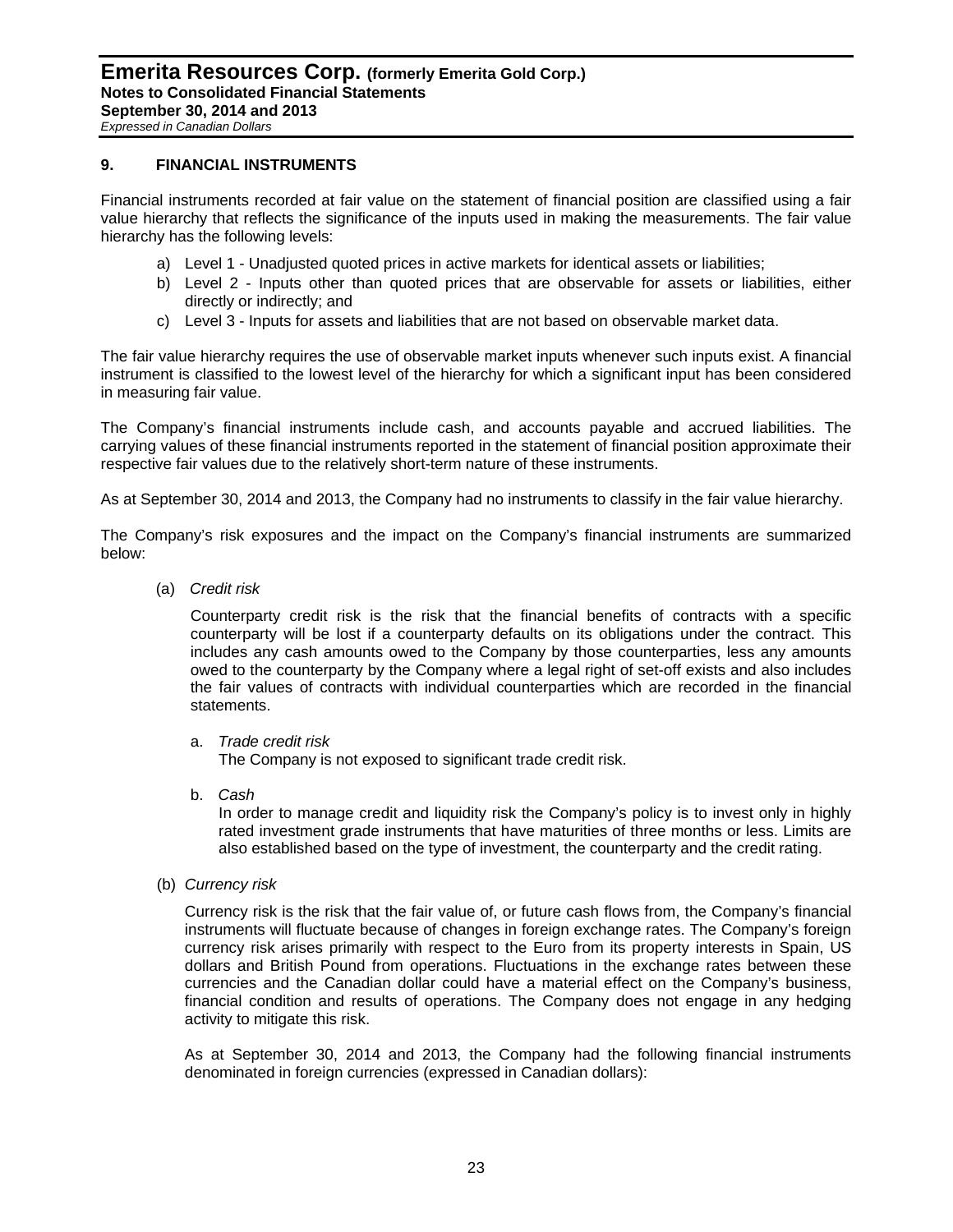## 9. FINANCIAL INSTRUMENTS

Financial instruments recorded at fair value on the statement of financial position are classified using a fair value hierarchy that reflects the significance of the inputs used in making the measurements. The fair value hierarchy has the following levels:

a) Level 1 - Unadjusted quoted prices in active markets for identical assets or liabilities;
b) Level 2 - Inputs other than quoted prices that are observable for assets or liabilities, either directly or indirectly; and
c) Level 3 - Inputs for assets and liabilities that are not based on observable market data.

The fair value hierarchy requires the use of observable market inputs whenever such inputs exist. A financial instrument is classified to the lowest level of the hierarchy for which a significant input has been considered in measuring fair value.

The Company's financial instruments include cash, and accounts payable and accrued liabilities. The carrying values of these financial instruments reported in the statement of financial position approximate their respective fair values due to the relatively short-term nature of these instruments.

As at September 30, 2014 and 2013, the Company had no instruments to classify in the fair value hierarchy.

The Company's risk exposures and the impact on the Company's financial instruments are summarized below:

(a) *Credit risk*

Counterparty credit risk is the risk that the financial benefits of contracts with a specific counterparty will be lost if a counterparty defaults on its obligations under the contract. This includes any cash amounts owed to the Company by those counterparties, less any amounts owed to the counterparty by the Company where a legal right of set-off exists and also includes the fair values of contracts with individual counterparties which are recorded in the financial statements.

a. *Trade credit risk*
The Company is not exposed to significant trade credit risk.

b. *Cash*
In order to manage credit and liquidity risk the Company's policy is to invest only in highly rated investment grade instruments that have maturities of three months or less. Limits are also established based on the type of investment, the counterparty and the credit rating.

(b) *Currency risk*

Currency risk is the risk that the fair value of, or future cash flows from, the Company's financial instruments will fluctuate because of changes in foreign exchange rates. The Company's foreign currency risk arises primarily with respect to the Euro from its property interests in Spain, US dollars and British Pound from operations. Fluctuations in the exchange rates between these currencies and the Canadian dollar could have a material effect on the Company's business, financial condition and results of operations. The Company does not engage in any hedging activity to mitigate this risk.

As at September 30, 2014 and 2013, the Company had the following financial instruments denominated in foreign currencies (expressed in Canadian dollars):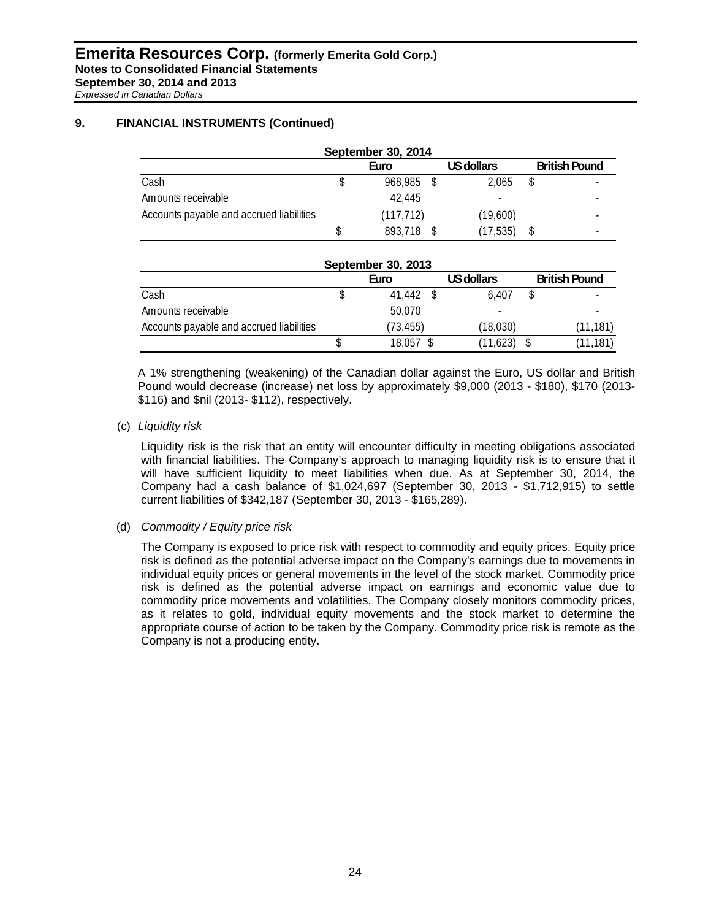## 9. FINANCIAL INSTRUMENTS (Continued)

| September 30, 2014 | Euro | US dollars | British Pound |
|---|---|---|---|
| Cash | $ 968,985 | $ 2,065 | $ - |
| Amounts receivable | 42,445 | - | - |
| Accounts payable and accrued liabilities | (117,712) | (19,600) | - |
| | $ 893,718 | $ (17,535) | $ - |

| September 30, 2013 | Euro | US dollars | British Pound |
|---|---|---|---|
| Cash | $ 41,442 | $ 6,407 | $ - |
| Amounts receivable | 50,070 | - | - |
| Accounts payable and accrued liabilities | (73,455) | (18,030) | (11,181) |
| | $ 18,057 | $ (11,623) | $ (11,181) |

A 1% strengthening (weakening) of the Canadian dollar against the Euro, US dollar and British Pound would decrease (increase) net loss by approximately $9,000 (2013 - $180), $170 (2013- $116) and $nil (2013- $112), respectively.

(c) *Liquidity risk*

Liquidity risk is the risk that an entity will encounter difficulty in meeting obligations associated with financial liabilities. The Company's approach to managing liquidity risk is to ensure that it will have sufficient liquidity to meet liabilities when due. As at September 30, 2014, the Company had a cash balance of $1,024,697 (September 30, 2013 - $1,712,915) to settle current liabilities of $342,187 (September 30, 2013 - $165,289).

(d) *Commodity / Equity price risk*

The Company is exposed to price risk with respect to commodity and equity prices. Equity price risk is defined as the potential adverse impact on the Company's earnings due to movements in individual equity prices or general movements in the level of the stock market. Commodity price risk is defined as the potential adverse impact on earnings and economic value due to commodity price movements and volatilities. The Company closely monitors commodity prices, as it relates to gold, individual equity movements and the stock market to determine the appropriate course of action to be taken by the Company. Commodity price risk is remote as the Company is not a producing entity.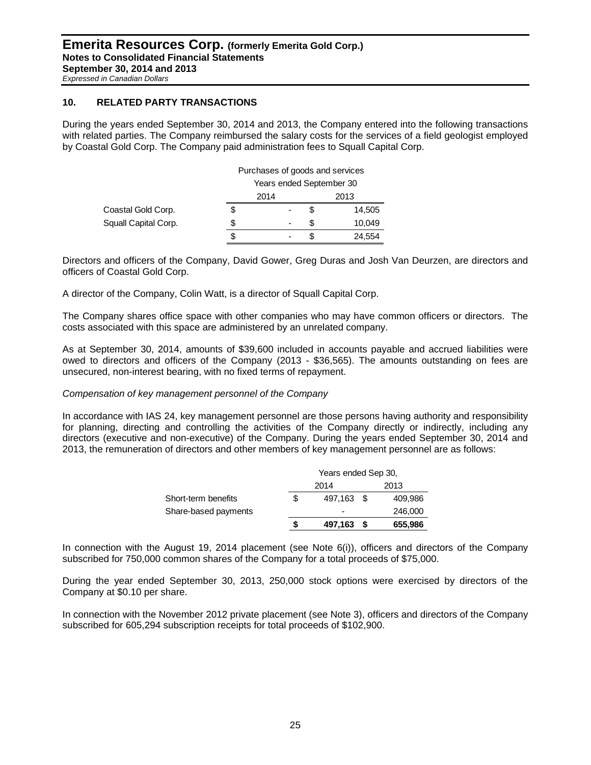## 10. RELATED PARTY TRANSACTIONS

During the years ended September 30, 2014 and 2013, the Company entered into the following transactions with related parties. The Company reimbursed the salary costs for the services of a field geologist employed by Coastal Gold Corp. The Company paid administration fees to Squall Capital Corp.

| | Purchases of goods and services | |
|---|---|---|
| | Years ended September 30 | |
| | 2014 | 2013 |
| Coastal Gold Corp. | $ - | $ 14,505 |
| Squall Capital Corp. | $ - | $ 10,049 |
| | $ - | $ 24,554 |

Directors and officers of the Company, David Gower, Greg Duras and Josh Van Deurzen, are directors and officers of Coastal Gold Corp.

A director of the Company, Colin Watt, is a director of Squall Capital Corp.

The Company shares office space with other companies who may have common officers or directors. The costs associated with this space are administered by an unrelated company.

As at September 30, 2014, amounts of $39,600 included in accounts payable and accrued liabilities were owed to directors and officers of the Company (2013 - $36,565). The amounts outstanding on fees are unsecured, non-interest bearing, with no fixed terms of repayment.

*Compensation of key management personnel of the Company*

In accordance with IAS 24, key management personnel are those persons having authority and responsibility for planning, directing and controlling the activities of the Company directly or indirectly, including any directors (executive and non-executive) of the Company. During the years ended September 30, 2014 and 2013, the remuneration of directors and other members of key management personnel are as follows:

| | Years ended Sep 30, | |
|---|---|---|
| | 2014 | 2013 |
| Short-term benefits | $ 497,163 | $ 409,986 |
| Share-based payments | - | 246,000 |
| | **$ 497,163** | **$ 655,986** |

In connection with the August 19, 2014 placement (see Note 6(i)), officers and directors of the Company subscribed for 750,000 common shares of the Company for a total proceeds of $75,000.

During the year ended September 30, 2013, 250,000 stock options were exercised by directors of the Company at $0.10 per share.

In connection with the November 2012 private placement (see Note 3), officers and directors of the Company subscribed for 605,294 subscription receipts for total proceeds of $102,900.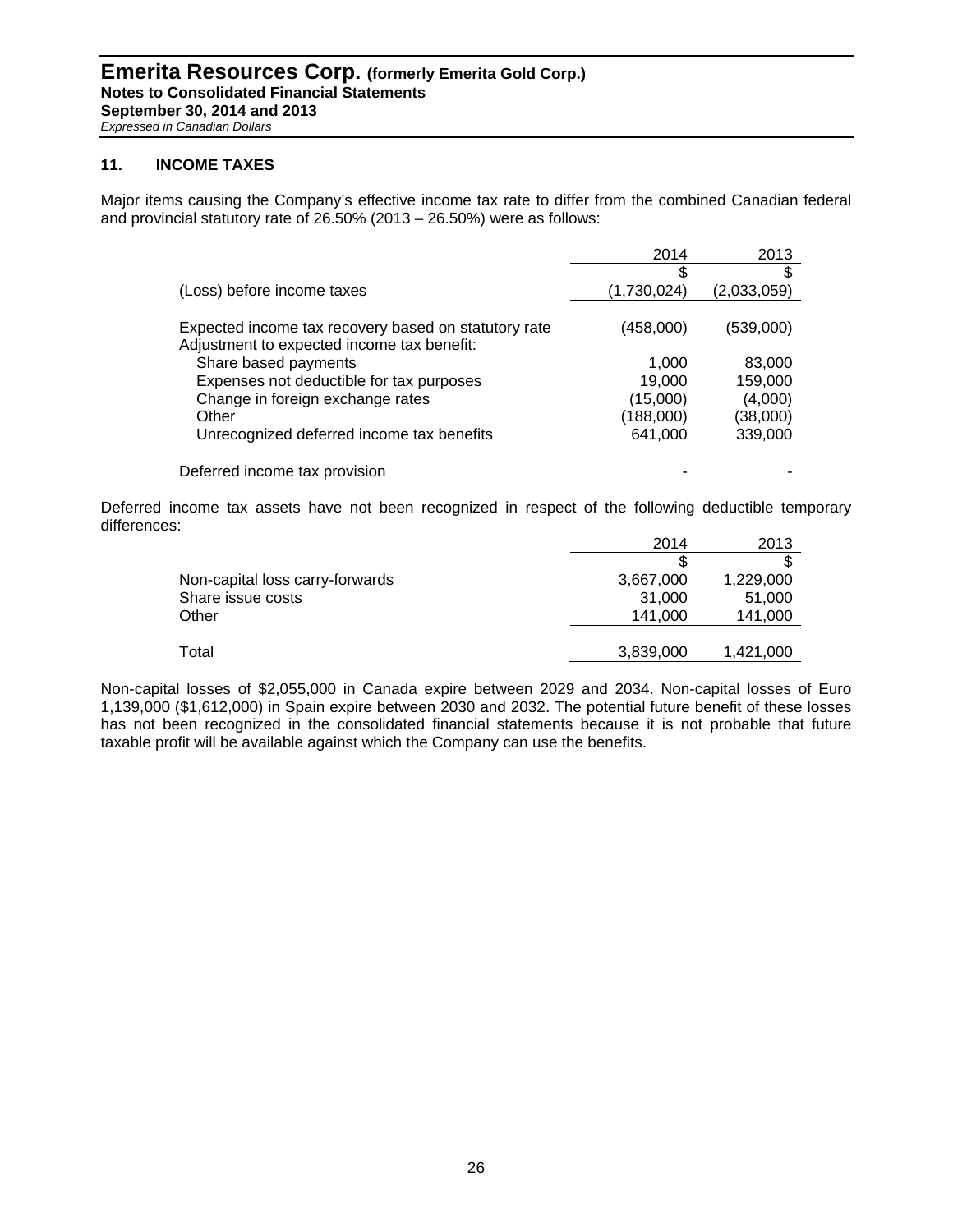## 11. INCOME TAXES

Major items causing the Company's effective income tax rate to differ from the combined Canadian federal and provincial statutory rate of 26.50% (2013 – 26.50%) were as follows:

| | 2014 | 2013 |
|---|---|---|
| | $ | $ |
| (Loss) before income taxes | (1,730,024) | (2,033,059) |
| | | |
| Expected income tax recovery based on statutory rate | (458,000) | (539,000) |
| Adjustment to expected income tax benefit: | | |
| Share based payments | 1,000 | 83,000 |
| Expenses not deductible for tax purposes | 19,000 | 159,000 |
| Change in foreign exchange rates | (15,000) | (4,000) |
| Other | (188,000) | (38,000) |
| Unrecognized deferred income tax benefits | 641,000 | 339,000 |
| | | |
| Deferred income tax provision | - | - |

Deferred income tax assets have not been recognized in respect of the following deductible temporary differences:

| | 2014 | 2013 |
|---|---|---|
| | $ | $ |
| Non-capital loss carry-forwards | 3,667,000 | 1,229,000 |
| Share issue costs | 31,000 | 51,000 |
| Other | 141,000 | 141,000 |
| | | |
| Total | 3,839,000 | 1,421,000 |

Non-capital losses of $2,055,000 in Canada expire between 2029 and 2034. Non-capital losses of Euro 1,139,000 ($1,612,000) in Spain expire between 2030 and 2032. The potential future benefit of these losses has not been recognized in the consolidated financial statements because it is not probable that future taxable profit will be available against which the Company can use the benefits.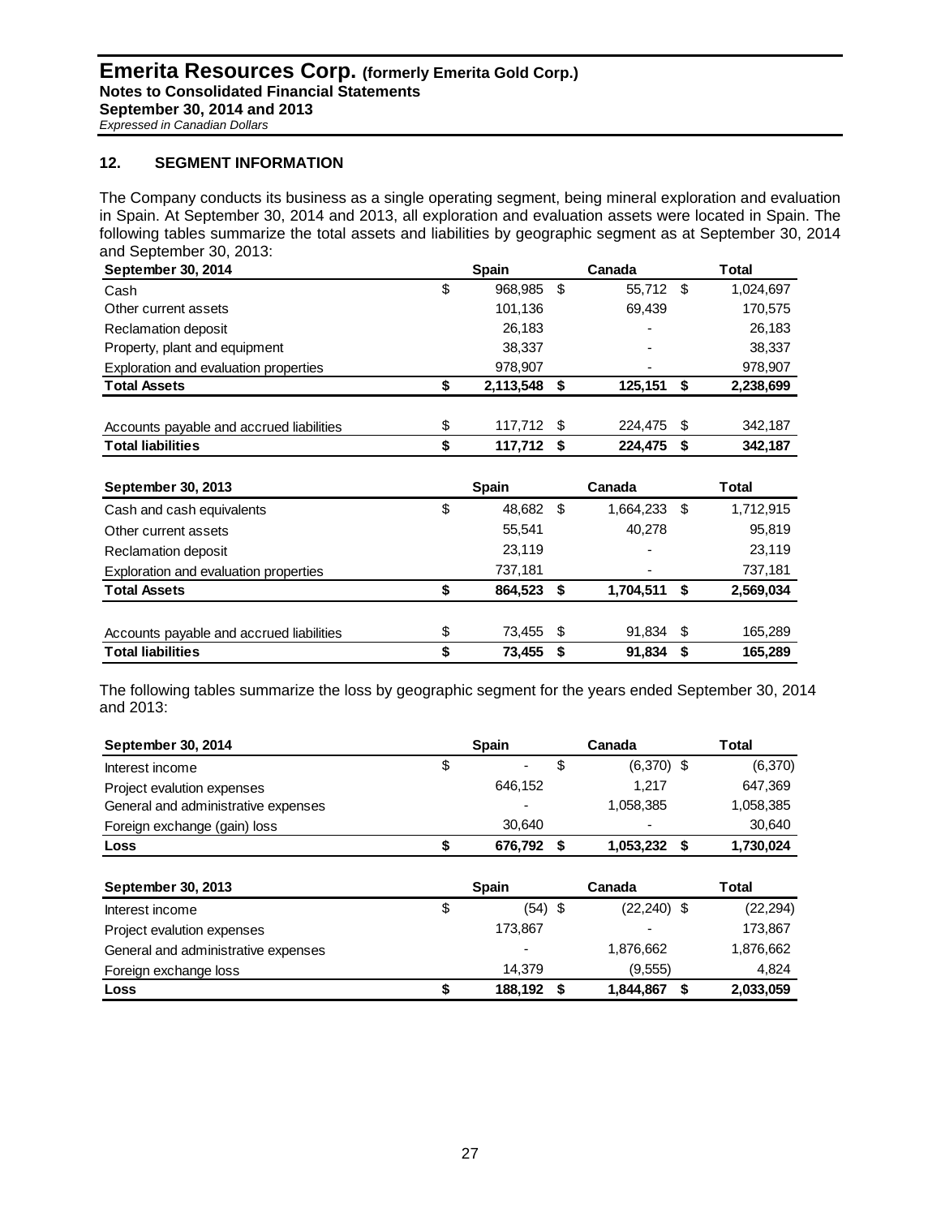## 12. SEGMENT INFORMATION

The Company conducts its business as a single operating segment, being mineral exploration and evaluation in Spain. At September 30, 2014 and 2013, all exploration and evaluation assets were located in Spain. The following tables summarize the total assets and liabilities by geographic segment as at September 30, 2014 and September 30, 2013:

| **September 30, 2014** | **Spain** | **Canada** | **Total** |
|---|---|---|---|
| Cash | $ 968,985 | $ 55,712 | $ 1,024,697 |
| Other current assets | 101,136 | 69,439 | 170,575 |
| Reclamation deposit | 26,183 | - | 26,183 |
| Property, plant and equipment | 38,337 | - | 38,337 |
| Exploration and evaluation properties | 978,907 | - | 978,907 |
| **Total Assets** | **$ 2,113,548** | **$ 125,151** | **$ 2,238,699** |
| Accounts payable and accrued liabilities | $ 117,712 | $ 224,475 | $ 342,187 |
| **Total liabilities** | **$ 117,712** | **$ 224,475** | **$ 342,187** |

| **September 30, 2013** | **Spain** | **Canada** | **Total** |
|---|---|---|---|
| Cash and cash equivalents | $ 48,682 | $ 1,664,233 | $ 1,712,915 |
| Other current assets | 55,541 | 40,278 | 95,819 |
| Reclamation deposit | 23,119 | - | 23,119 |
| Exploration and evaluation properties | 737,181 | - | 737,181 |
| **Total Assets** | **$ 864,523** | **$ 1,704,511** | **$ 2,569,034** |
| Accounts payable and accrued liabilities | $ 73,455 | $ 91,834 | $ 165,289 |
| **Total liabilities** | **$ 73,455** | **$ 91,834** | **$ 165,289** |

The following tables summarize the loss by geographic segment for the years ended September 30, 2014 and 2013:

| **September 30, 2014** | **Spain** | **Canada** | **Total** |
|---|---|---|---|
| Interest income | $ - | $ (6,370) | $ (6,370) |
| Project evalution expenses | 646,152 | 1,217 | 647,369 |
| General and administrative expenses | - | 1,058,385 | 1,058,385 |
| Foreign exchange (gain) loss | 30,640 | - | 30,640 |
| **Loss** | **$ 676,792** | **$ 1,053,232** | **$ 1,730,024** |

| **September 30, 2013** | **Spain** | **Canada** | **Total** |
|---|---|---|---|
| Interest income | $ (54) | $ (22,240) | $ (22,294) |
| Project evalution expenses | 173,867 | - | 173,867 |
| General and administrative expenses | - | 1,876,662 | 1,876,662 |
| Foreign exchange loss | 14,379 | (9,555) | 4,824 |
| **Loss** | **$ 188,192** | **$ 1,844,867** | **$ 2,033,059** |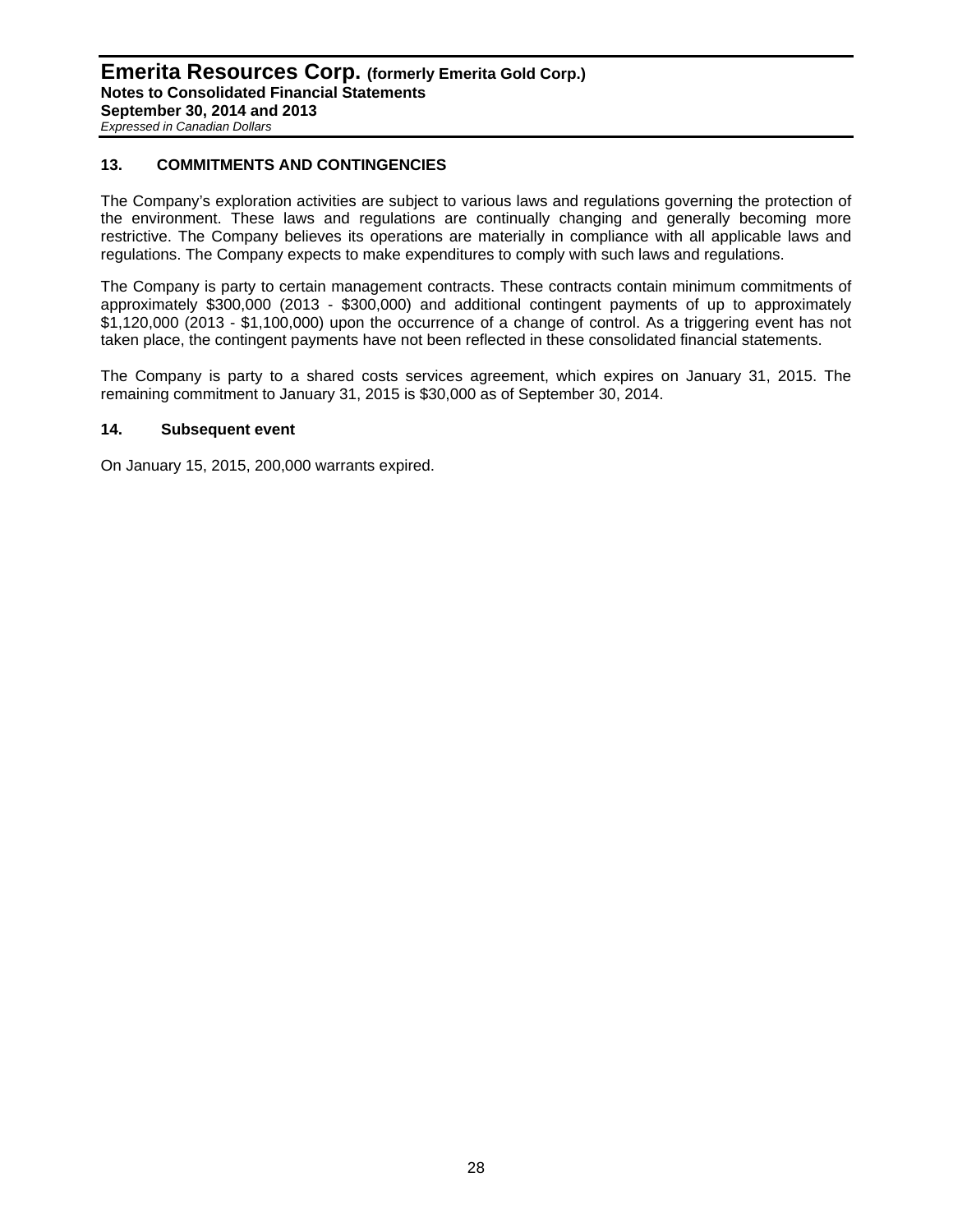## 13. COMMITMENTS AND CONTINGENCIES

The Company's exploration activities are subject to various laws and regulations governing the protection of the environment. These laws and regulations are continually changing and generally becoming more restrictive. The Company believes its operations are materially in compliance with all applicable laws and regulations. The Company expects to make expenditures to comply with such laws and regulations.

The Company is party to certain management contracts. These contracts contain minimum commitments of approximately $300,000 (2013 - $300,000) and additional contingent payments of up to approximately $1,120,000 (2013 - $1,100,000) upon the occurrence of a change of control. As a triggering event has not taken place, the contingent payments have not been reflected in these consolidated financial statements.

The Company is party to a shared costs services agreement, which expires on January 31, 2015. The remaining commitment to January 31, 2015 is $30,000 as of September 30, 2014.

## 14. Subsequent event

On January 15, 2015, 200,000 warrants expired.